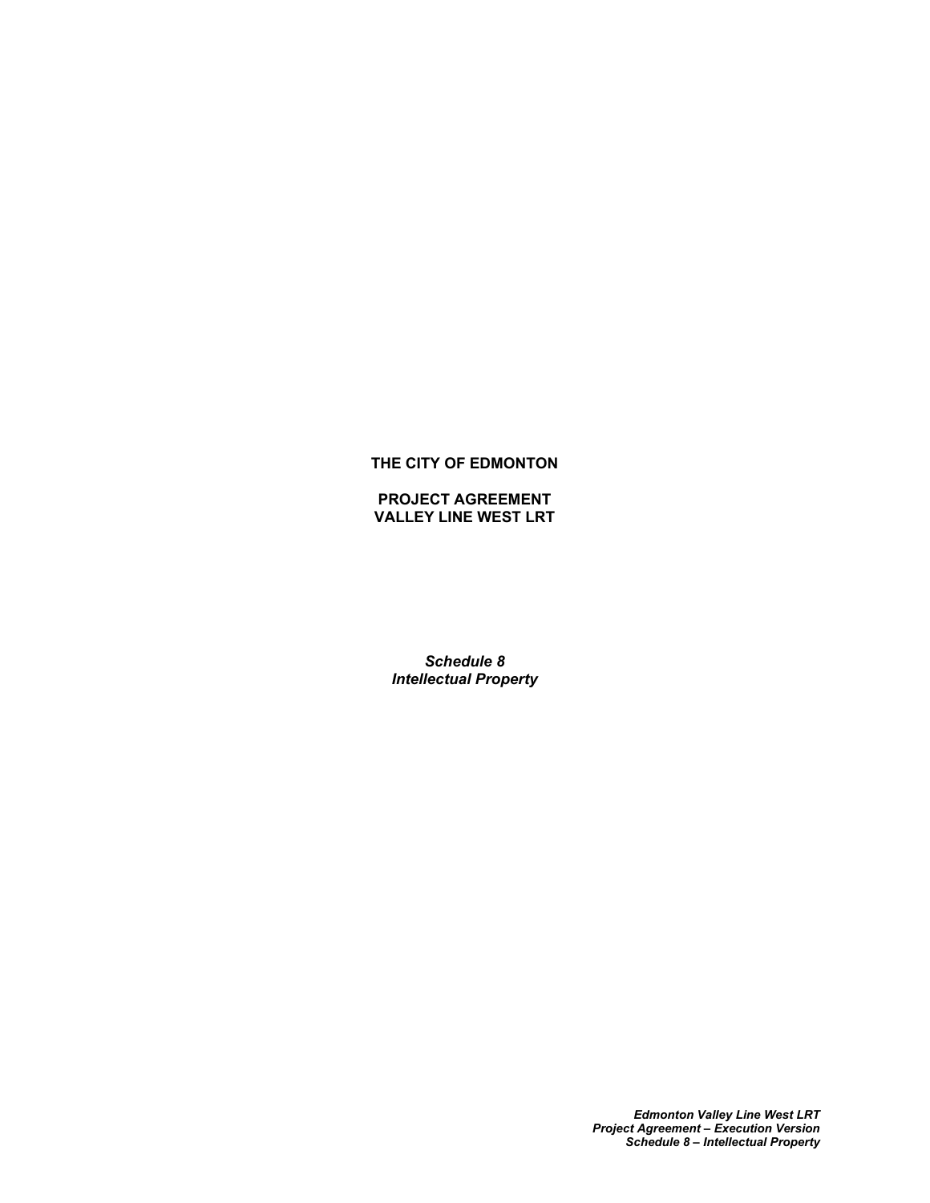**THE CITY OF EDMONTON**

**PROJECT AGREEMENT**
**VALLEY LINE WEST LRT**

***Schedule 8***
***Intellectual Property***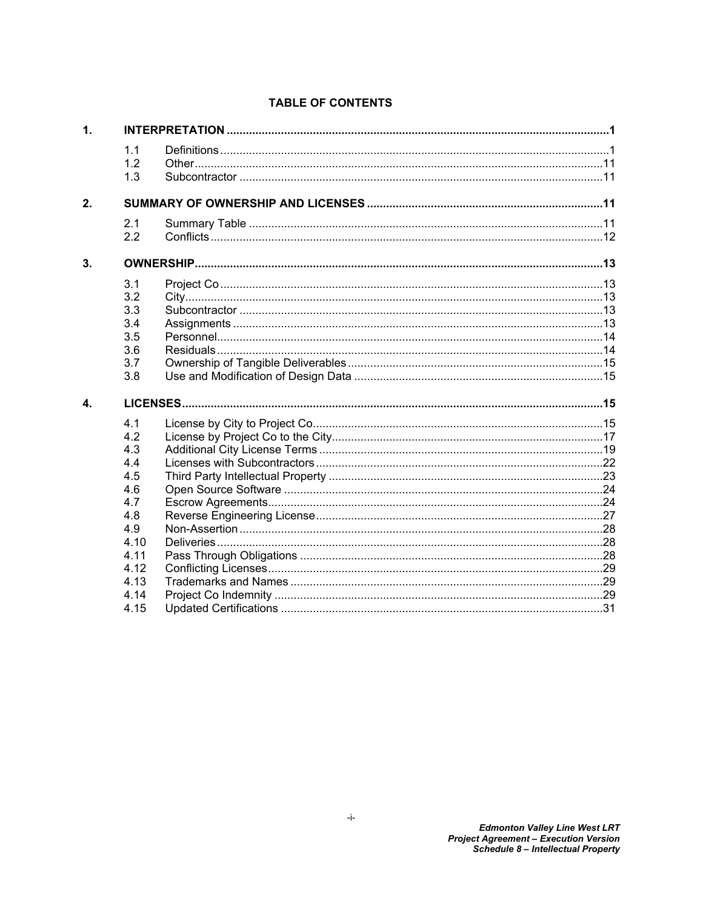# TABLE OF CONTENTS

| | | | |
|---|---|---|---|
| **1.** | **INTERPRETATION** | | **1** |
| | 1.1 | Definitions | 1 |
| | 1.2 | Other | 11 |
| | 1.3 | Subcontractor | 11 |
| **2.** | **SUMMARY OF OWNERSHIP AND LICENSES** | | **11** |
| | 2.1 | Summary Table | 11 |
| | 2.2 | Conflicts | 12 |
| **3.** | **OWNERSHIP** | | **13** |
| | 3.1 | Project Co | 13 |
| | 3.2 | City | 13 |
| | 3.3 | Subcontractor | 13 |
| | 3.4 | Assignments | 13 |
| | 3.5 | Personnel | 14 |
| | 3.6 | Residuals | 14 |
| | 3.7 | Ownership of Tangible Deliverables | 15 |
| | 3.8 | Use and Modification of Design Data | 15 |
| **4.** | **LICENSES** | | **15** |
| | 4.1 | License by City to Project Co | 15 |
| | 4.2 | License by Project Co to the City | 17 |
| | 4.3 | Additional City License Terms | 19 |
| | 4.4 | Licenses with Subcontractors | 22 |
| | 4.5 | Third Party Intellectual Property | 23 |
| | 4.6 | Open Source Software | 24 |
| | 4.7 | Escrow Agreements | 24 |
| | 4.8 | Reverse Engineering License | 27 |
| | 4.9 | Non-Assertion | 28 |
| | 4.10 | Deliveries | 28 |
| | 4.11 | Pass Through Obligations | 28 |
| | 4.12 | Conflicting Licenses | 29 |
| | 4.13 | Trademarks and Names | 29 |
| | 4.14 | Project Co Indemnity | 29 |
| | 4.15 | Updated Certifications | 31 |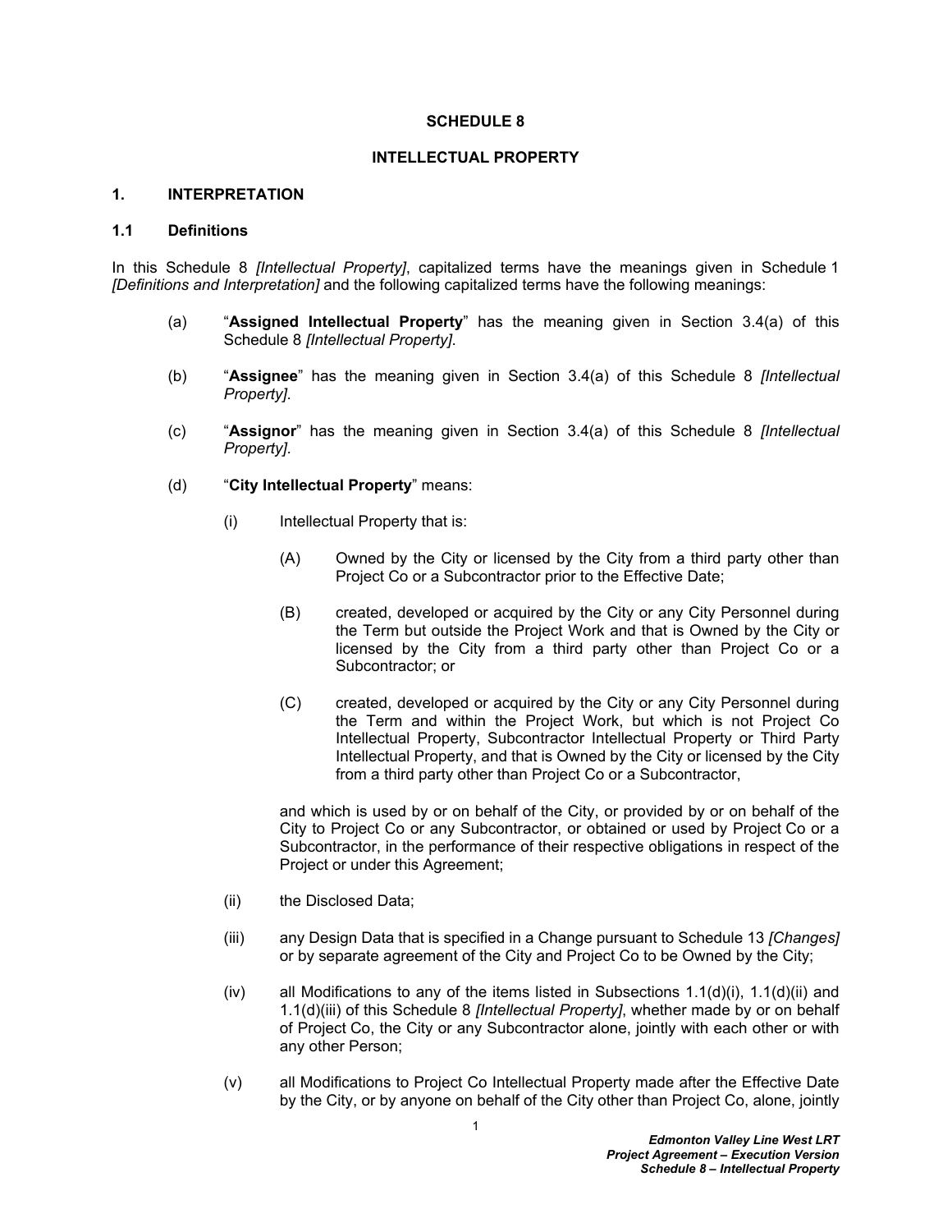**SCHEDULE 8**

**INTELLECTUAL PROPERTY**

## 1. INTERPRETATION

### 1.1 Definitions

In this Schedule 8 *[Intellectual Property]*, capitalized terms have the meanings given in Schedule 1 *[Definitions and Interpretation]* and the following capitalized terms have the following meanings:

(a) "**Assigned Intellectual Property**" has the meaning given in Section 3.4(a) of this Schedule 8 *[Intellectual Property]*.

(b) "**Assignee**" has the meaning given in Section 3.4(a) of this Schedule 8 *[Intellectual Property]*.

(c) "**Assignor**" has the meaning given in Section 3.4(a) of this Schedule 8 *[Intellectual Property]*.

(d) "**City Intellectual Property**" means:

(i) Intellectual Property that is:

(A) Owned by the City or licensed by the City from a third party other than Project Co or a Subcontractor prior to the Effective Date;

(B) created, developed or acquired by the City or any City Personnel during the Term but outside the Project Work and that is Owned by the City or licensed by the City from a third party other than Project Co or a Subcontractor; or

(C) created, developed or acquired by the City or any City Personnel during the Term and within the Project Work, but which is not Project Co Intellectual Property, Subcontractor Intellectual Property or Third Party Intellectual Property, and that is Owned by the City or licensed by the City from a third party other than Project Co or a Subcontractor,

and which is used by or on behalf of the City, or provided by or on behalf of the City to Project Co or any Subcontractor, or obtained or used by Project Co or a Subcontractor, in the performance of their respective obligations in respect of the Project or under this Agreement;

(ii) the Disclosed Data;

(iii) any Design Data that is specified in a Change pursuant to Schedule 13 *[Changes]* or by separate agreement of the City and Project Co to be Owned by the City;

(iv) all Modifications to any of the items listed in Subsections 1.1(d)(i), 1.1(d)(ii) and 1.1(d)(iii) of this Schedule 8 *[Intellectual Property]*, whether made by or on behalf of Project Co, the City or any Subcontractor alone, jointly with each other or with any other Person;

(v) all Modifications to Project Co Intellectual Property made after the Effective Date by the City, or by anyone on behalf of the City other than Project Co, alone, jointly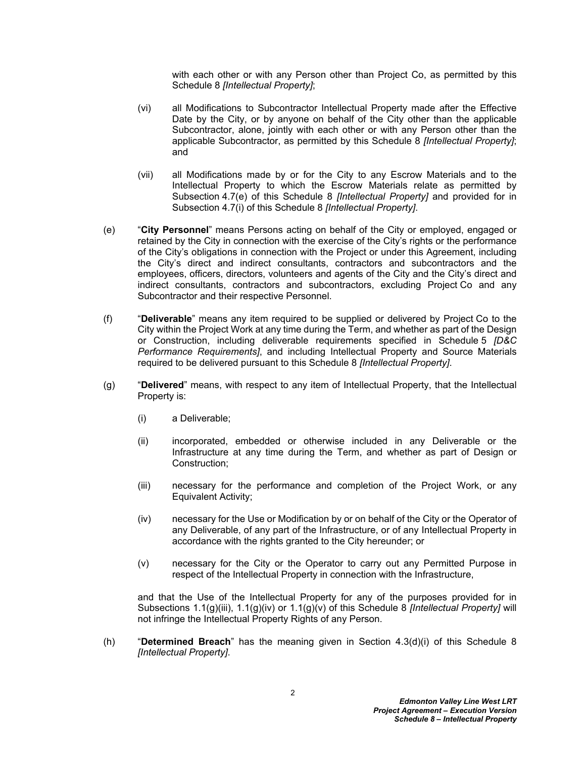with each other or with any Person other than Project Co, as permitted by this Schedule 8 *[Intellectual Property]*;

(vi) all Modifications to Subcontractor Intellectual Property made after the Effective Date by the City, or by anyone on behalf of the City other than the applicable Subcontractor, alone, jointly with each other or with any Person other than the applicable Subcontractor, as permitted by this Schedule 8 *[Intellectual Property]*; and

(vii) all Modifications made by or for the City to any Escrow Materials and to the Intellectual Property to which the Escrow Materials relate as permitted by Subsection 4.7(e) of this Schedule 8 *[Intellectual Property]* and provided for in Subsection 4.7(i) of this Schedule 8 *[Intellectual Property]*.

(e) "**City Personnel**" means Persons acting on behalf of the City or employed, engaged or retained by the City in connection with the exercise of the City's rights or the performance of the City's obligations in connection with the Project or under this Agreement, including the City's direct and indirect consultants, contractors and subcontractors and the employees, officers, directors, volunteers and agents of the City and the City's direct and indirect consultants, contractors and subcontractors, excluding Project Co and any Subcontractor and their respective Personnel.

(f) "**Deliverable**" means any item required to be supplied or delivered by Project Co to the City within the Project Work at any time during the Term, and whether as part of the Design or Construction, including deliverable requirements specified in Schedule 5 *[D&C Performance Requirements]*, and including Intellectual Property and Source Materials required to be delivered pursuant to this Schedule 8 *[Intellectual Property]*.

(g) "**Delivered**" means, with respect to any item of Intellectual Property, that the Intellectual Property is:

(i) a Deliverable;

(ii) incorporated, embedded or otherwise included in any Deliverable or the Infrastructure at any time during the Term, and whether as part of Design or Construction;

(iii) necessary for the performance and completion of the Project Work, or any Equivalent Activity;

(iv) necessary for the Use or Modification by or on behalf of the City or the Operator of any Deliverable, of any part of the Infrastructure, or of any Intellectual Property in accordance with the rights granted to the City hereunder; or

(v) necessary for the City or the Operator to carry out any Permitted Purpose in respect of the Intellectual Property in connection with the Infrastructure,

and that the Use of the Intellectual Property for any of the purposes provided for in Subsections 1.1(g)(iii), 1.1(g)(iv) or 1.1(g)(v) of this Schedule 8 *[Intellectual Property]* will not infringe the Intellectual Property Rights of any Person.

(h) "**Determined Breach**" has the meaning given in Section 4.3(d)(i) of this Schedule 8 *[Intellectual Property]*.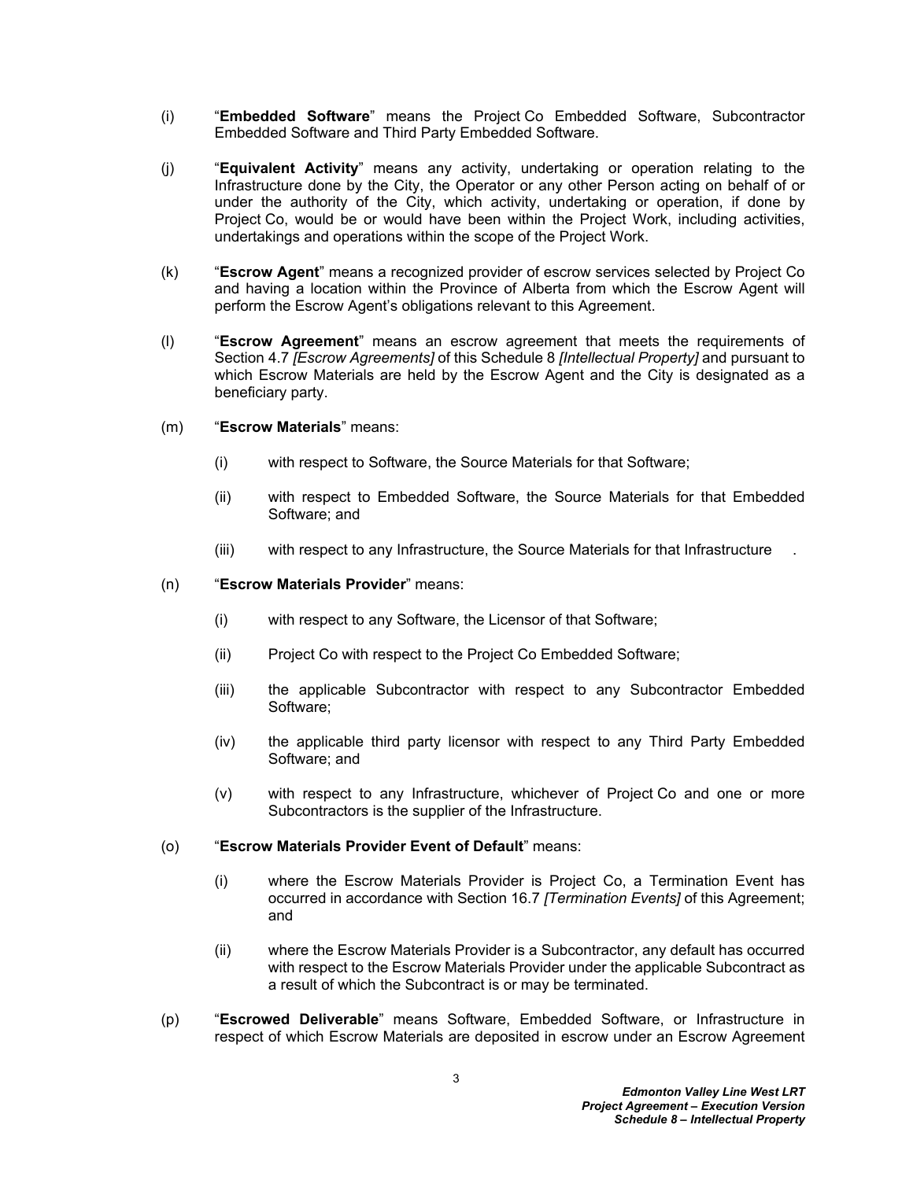(i) "**Embedded Software**" means the Project Co Embedded Software, Subcontractor Embedded Software and Third Party Embedded Software.

(j) "**Equivalent Activity**" means any activity, undertaking or operation relating to the Infrastructure done by the City, the Operator or any other Person acting on behalf of or under the authority of the City, which activity, undertaking or operation, if done by Project Co, would be or would have been within the Project Work, including activities, undertakings and operations within the scope of the Project Work.

(k) "**Escrow Agent**" means a recognized provider of escrow services selected by Project Co and having a location within the Province of Alberta from which the Escrow Agent will perform the Escrow Agent's obligations relevant to this Agreement.

(l) "**Escrow Agreement**" means an escrow agreement that meets the requirements of Section 4.7 *[Escrow Agreements]* of this Schedule 8 *[Intellectual Property]* and pursuant to which Escrow Materials are held by the Escrow Agent and the City is designated as a beneficiary party.

(m) "**Escrow Materials**" means:

(i) with respect to Software, the Source Materials for that Software;

(ii) with respect to Embedded Software, the Source Materials for that Embedded Software; and

(iii) with respect to any Infrastructure, the Source Materials for that Infrastructure .

(n) "**Escrow Materials Provider**" means:

(i) with respect to any Software, the Licensor of that Software;

(ii) Project Co with respect to the Project Co Embedded Software;

(iii) the applicable Subcontractor with respect to any Subcontractor Embedded Software;

(iv) the applicable third party licensor with respect to any Third Party Embedded Software; and

(v) with respect to any Infrastructure, whichever of Project Co and one or more Subcontractors is the supplier of the Infrastructure.

(o) "**Escrow Materials Provider Event of Default**" means:

(i) where the Escrow Materials Provider is Project Co, a Termination Event has occurred in accordance with Section 16.7 *[Termination Events]* of this Agreement; and

(ii) where the Escrow Materials Provider is a Subcontractor, any default has occurred with respect to the Escrow Materials Provider under the applicable Subcontract as a result of which the Subcontract is or may be terminated.

(p) "**Escrowed Deliverable**" means Software, Embedded Software, or Infrastructure in respect of which Escrow Materials are deposited in escrow under an Escrow Agreement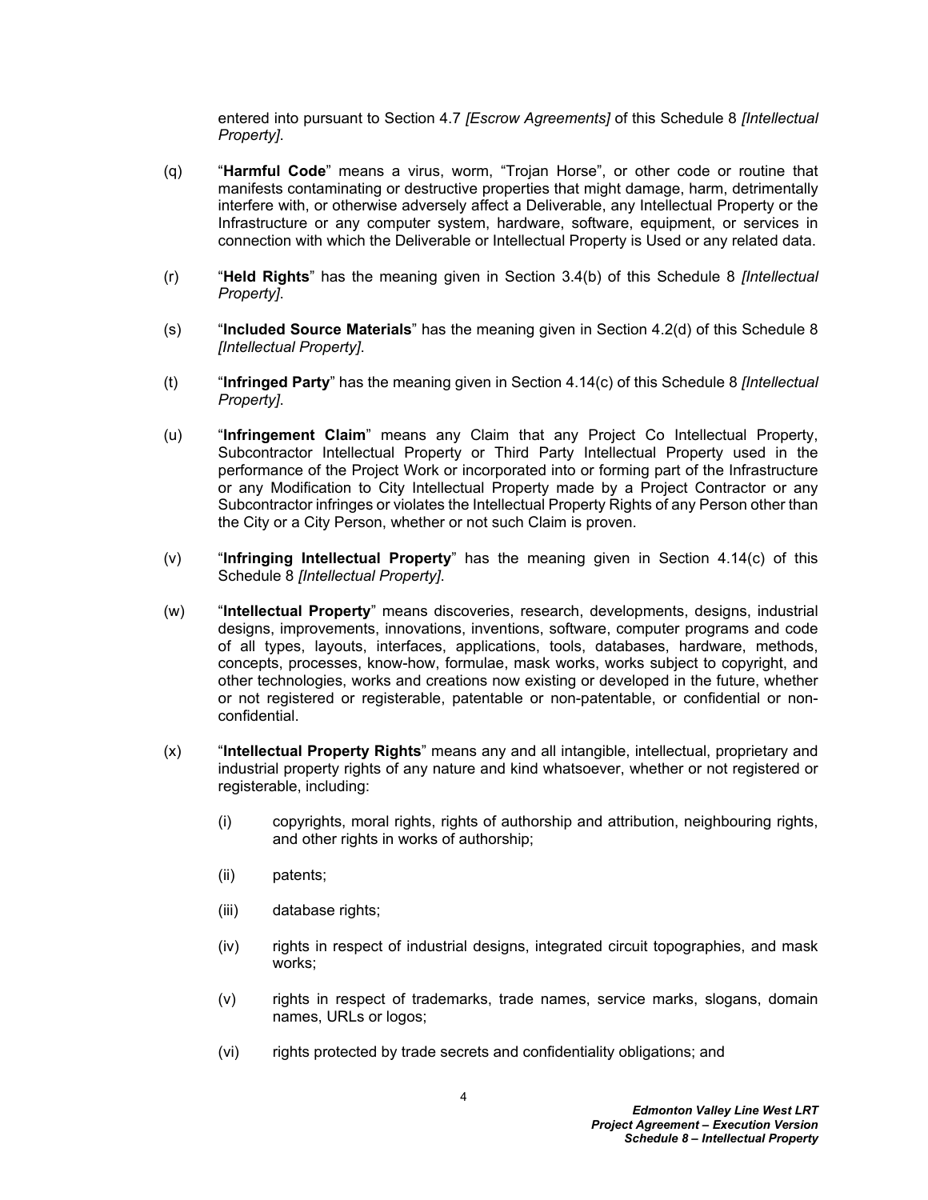entered into pursuant to Section 4.7 *[Escrow Agreements]* of this Schedule 8 *[Intellectual Property]*.

(q) "**Harmful Code**" means a virus, worm, "Trojan Horse", or other code or routine that manifests contaminating or destructive properties that might damage, harm, detrimentally interfere with, or otherwise adversely affect a Deliverable, any Intellectual Property or the Infrastructure or any computer system, hardware, software, equipment, or services in connection with which the Deliverable or Intellectual Property is Used or any related data.

(r) "**Held Rights**" has the meaning given in Section 3.4(b) of this Schedule 8 *[Intellectual Property]*.

(s) "**Included Source Materials**" has the meaning given in Section 4.2(d) of this Schedule 8 *[Intellectual Property]*.

(t) "**Infringed Party**" has the meaning given in Section 4.14(c) of this Schedule 8 *[Intellectual Property]*.

(u) "**Infringement Claim**" means any Claim that any Project Co Intellectual Property, Subcontractor Intellectual Property or Third Party Intellectual Property used in the performance of the Project Work or incorporated into or forming part of the Infrastructure or any Modification to City Intellectual Property made by a Project Contractor or any Subcontractor infringes or violates the Intellectual Property Rights of any Person other than the City or a City Person, whether or not such Claim is proven.

(v) "**Infringing Intellectual Property**" has the meaning given in Section 4.14(c) of this Schedule 8 *[Intellectual Property]*.

(w) "**Intellectual Property**" means discoveries, research, developments, designs, industrial designs, improvements, innovations, inventions, software, computer programs and code of all types, layouts, interfaces, applications, tools, databases, hardware, methods, concepts, processes, know-how, formulae, mask works, works subject to copyright, and other technologies, works and creations now existing or developed in the future, whether or not registered or registerable, patentable or non-patentable, or confidential or non-confidential.

(x) "**Intellectual Property Rights**" means any and all intangible, intellectual, proprietary and industrial property rights of any nature and kind whatsoever, whether or not registered or registerable, including:

  (i) copyrights, moral rights, rights of authorship and attribution, neighbouring rights, and other rights in works of authorship;

  (ii) patents;

  (iii) database rights;

  (iv) rights in respect of industrial designs, integrated circuit topographies, and mask works;

  (v) rights in respect of trademarks, trade names, service marks, slogans, domain names, URLs or logos;

  (vi) rights protected by trade secrets and confidentiality obligations; and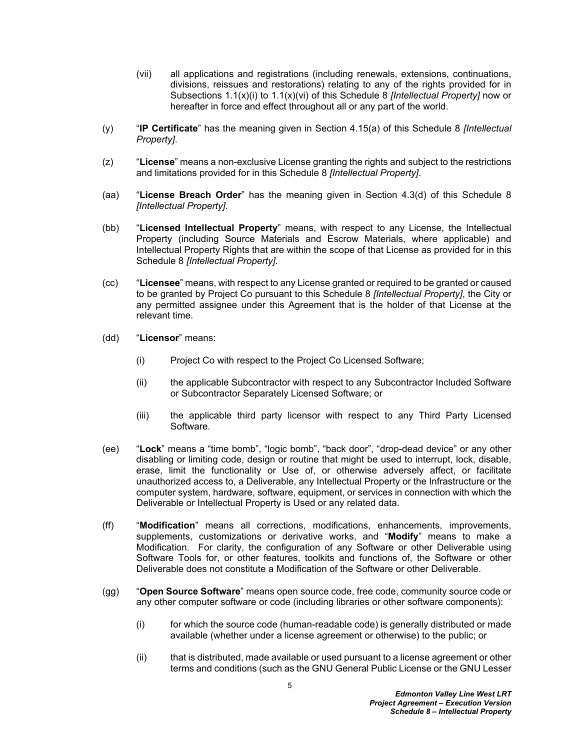(vii) all applications and registrations (including renewals, extensions, continuations, divisions, reissues and restorations) relating to any of the rights provided for in Subsections 1.1(x)(i) to 1.1(x)(vi) of this Schedule 8 *[Intellectual Property]* now or hereafter in force and effect throughout all or any part of the world.

(y) "**IP Certificate**" has the meaning given in Section 4.15(a) of this Schedule 8 *[Intellectual Property]*.

(z) "**License**" means a non-exclusive License granting the rights and subject to the restrictions and limitations provided for in this Schedule 8 *[Intellectual Property]*.

(aa) "**License Breach Order**" has the meaning given in Section 4.3(d) of this Schedule 8 *[Intellectual Property]*.

(bb) "**Licensed Intellectual Property**" means, with respect to any License, the Intellectual Property (including Source Materials and Escrow Materials, where applicable) and Intellectual Property Rights that are within the scope of that License as provided for in this Schedule 8 *[Intellectual Property]*.

(cc) "**Licensee**" means, with respect to any License granted or required to be granted or caused to be granted by Project Co pursuant to this Schedule 8 *[Intellectual Property]*, the City or any permitted assignee under this Agreement that is the holder of that License at the relevant time.

(dd) "**Licensor**" means:

(i) Project Co with respect to the Project Co Licensed Software;

(ii) the applicable Subcontractor with respect to any Subcontractor Included Software or Subcontractor Separately Licensed Software; or

(iii) the applicable third party licensor with respect to any Third Party Licensed Software.

(ee) "**Lock**" means a "time bomb", "logic bomb", "back door", "drop-dead device" or any other disabling or limiting code, design or routine that might be used to interrupt, lock, disable, erase, limit the functionality or Use of, or otherwise adversely affect, or facilitate unauthorized access to, a Deliverable, any Intellectual Property or the Infrastructure or the computer system, hardware, software, equipment, or services in connection with which the Deliverable or Intellectual Property is Used or any related data.

(ff) "**Modification**" means all corrections, modifications, enhancements, improvements, supplements, customizations or derivative works, and "**Modify**" means to make a Modification. For clarity, the configuration of any Software or other Deliverable using Software Tools for, or other features, toolkits and functions of, the Software or other Deliverable does not constitute a Modification of the Software or other Deliverable.

(gg) "**Open Source Software**" means open source code, free code, community source code or any other computer software or code (including libraries or other software components):

(i) for which the source code (human-readable code) is generally distributed or made available (whether under a license agreement or otherwise) to the public; or

(ii) that is distributed, made available or used pursuant to a license agreement or other terms and conditions (such as the GNU General Public License or the GNU Lesser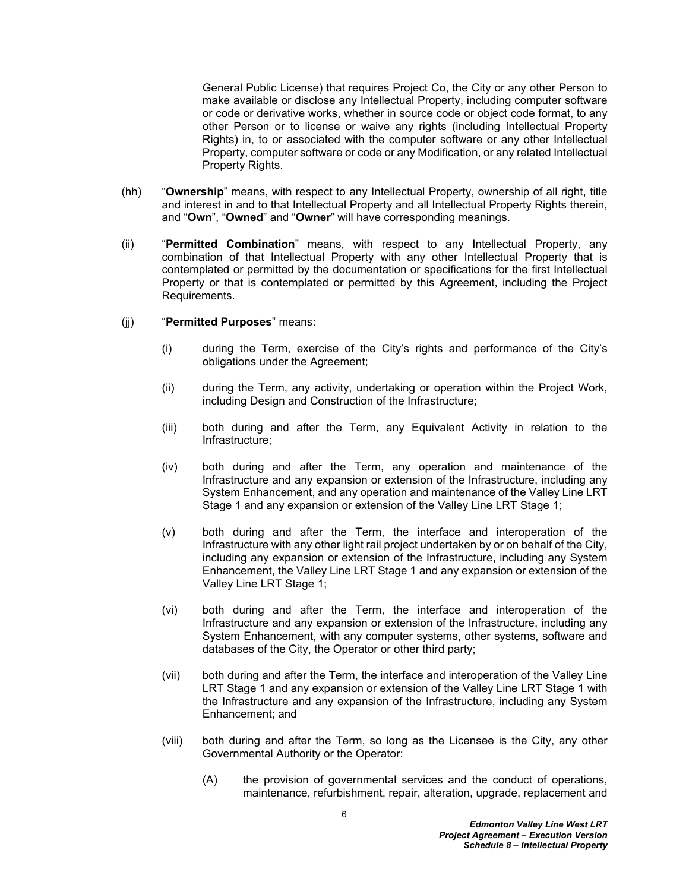General Public License) that requires Project Co, the City or any other Person to make available or disclose any Intellectual Property, including computer software or code or derivative works, whether in source code or object code format, to any other Person or to license or waive any rights (including Intellectual Property Rights) in, to or associated with the computer software or any other Intellectual Property, computer software or code or any Modification, or any related Intellectual Property Rights.

(hh) "**Ownership**" means, with respect to any Intellectual Property, ownership of all right, title and interest in and to that Intellectual Property and all Intellectual Property Rights therein, and "**Own**", "**Owned**" and "**Owner**" will have corresponding meanings.

(ii) "**Permitted Combination**" means, with respect to any Intellectual Property, any combination of that Intellectual Property with any other Intellectual Property that is contemplated or permitted by the documentation or specifications for the first Intellectual Property or that is contemplated or permitted by this Agreement, including the Project Requirements.

(jj) "**Permitted Purposes**" means:

(i) during the Term, exercise of the City's rights and performance of the City's obligations under the Agreement;

(ii) during the Term, any activity, undertaking or operation within the Project Work, including Design and Construction of the Infrastructure;

(iii) both during and after the Term, any Equivalent Activity in relation to the Infrastructure;

(iv) both during and after the Term, any operation and maintenance of the Infrastructure and any expansion or extension of the Infrastructure, including any System Enhancement, and any operation and maintenance of the Valley Line LRT Stage 1 and any expansion or extension of the Valley Line LRT Stage 1;

(v) both during and after the Term, the interface and interoperation of the Infrastructure with any other light rail project undertaken by or on behalf of the City, including any expansion or extension of the Infrastructure, including any System Enhancement, the Valley Line LRT Stage 1 and any expansion or extension of the Valley Line LRT Stage 1;

(vi) both during and after the Term, the interface and interoperation of the Infrastructure and any expansion or extension of the Infrastructure, including any System Enhancement, with any computer systems, other systems, software and databases of the City, the Operator or other third party;

(vii) both during and after the Term, the interface and interoperation of the Valley Line LRT Stage 1 and any expansion or extension of the Valley Line LRT Stage 1 with the Infrastructure and any expansion of the Infrastructure, including any System Enhancement; and

(viii) both during and after the Term, so long as the Licensee is the City, any other Governmental Authority or the Operator:

(A) the provision of governmental services and the conduct of operations, maintenance, refurbishment, repair, alteration, upgrade, replacement and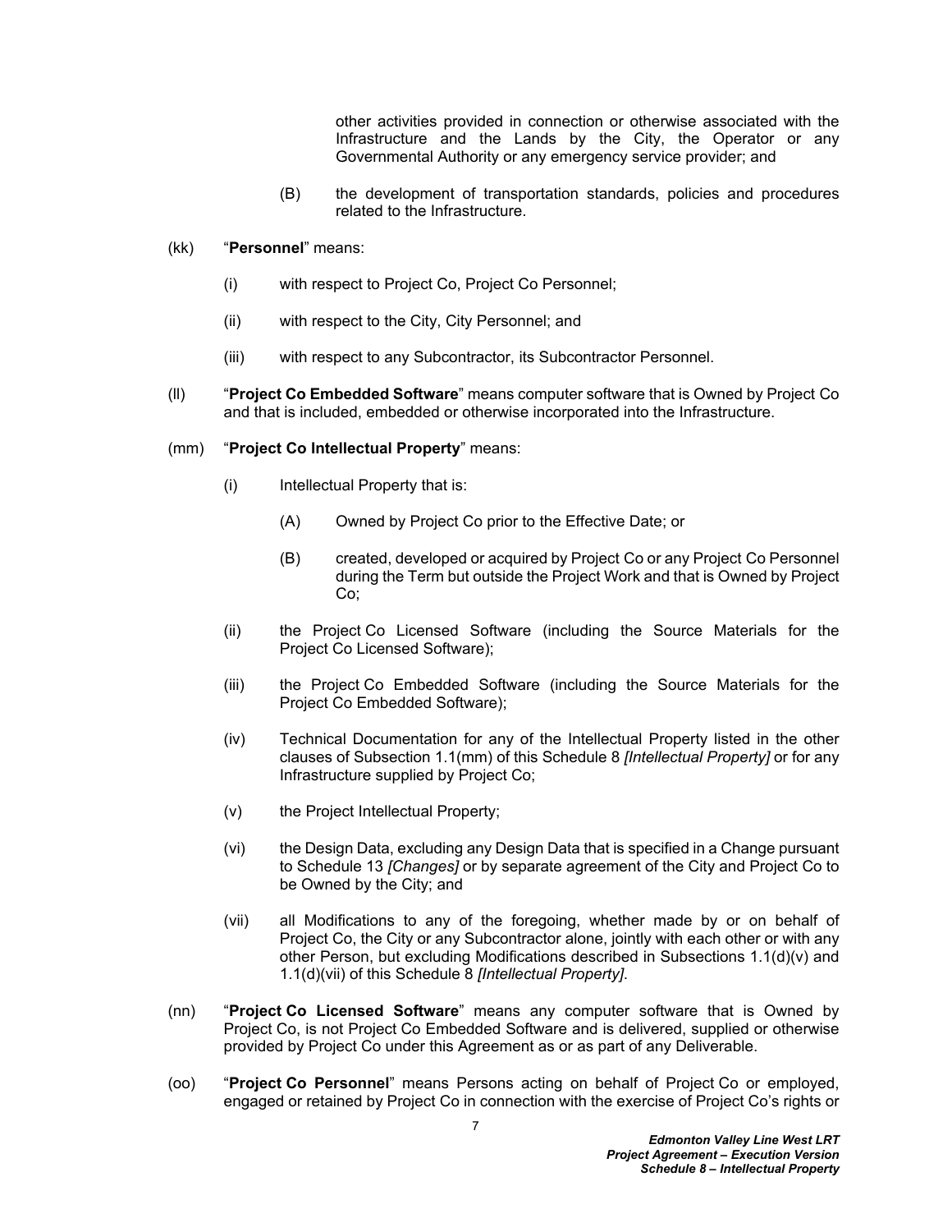other activities provided in connection or otherwise associated with the Infrastructure and the Lands by the City, the Operator or any Governmental Authority or any emergency service provider; and

(B) the development of transportation standards, policies and procedures related to the Infrastructure.

(kk) "**Personnel**" means:

(i) with respect to Project Co, Project Co Personnel;

(ii) with respect to the City, City Personnel; and

(iii) with respect to any Subcontractor, its Subcontractor Personnel.

(ll) "**Project Co Embedded Software**" means computer software that is Owned by Project Co and that is included, embedded or otherwise incorporated into the Infrastructure.

(mm) "**Project Co Intellectual Property**" means:

(i) Intellectual Property that is:

(A) Owned by Project Co prior to the Effective Date; or

(B) created, developed or acquired by Project Co or any Project Co Personnel during the Term but outside the Project Work and that is Owned by Project Co;

(ii) the Project Co Licensed Software (including the Source Materials for the Project Co Licensed Software);

(iii) the Project Co Embedded Software (including the Source Materials for the Project Co Embedded Software);

(iv) Technical Documentation for any of the Intellectual Property listed in the other clauses of Subsection 1.1(mm) of this Schedule 8 *[Intellectual Property]* or for any Infrastructure supplied by Project Co;

(v) the Project Intellectual Property;

(vi) the Design Data, excluding any Design Data that is specified in a Change pursuant to Schedule 13 *[Changes]* or by separate agreement of the City and Project Co to be Owned by the City; and

(vii) all Modifications to any of the foregoing, whether made by or on behalf of Project Co, the City or any Subcontractor alone, jointly with each other or with any other Person, but excluding Modifications described in Subsections 1.1(d)(v) and 1.1(d)(vii) of this Schedule 8 *[Intellectual Property]*.

(nn) "**Project Co Licensed Software**" means any computer software that is Owned by Project Co, is not Project Co Embedded Software and is delivered, supplied or otherwise provided by Project Co under this Agreement as or as part of any Deliverable.

(oo) "**Project Co Personnel**" means Persons acting on behalf of Project Co or employed, engaged or retained by Project Co in connection with the exercise of Project Co's rights or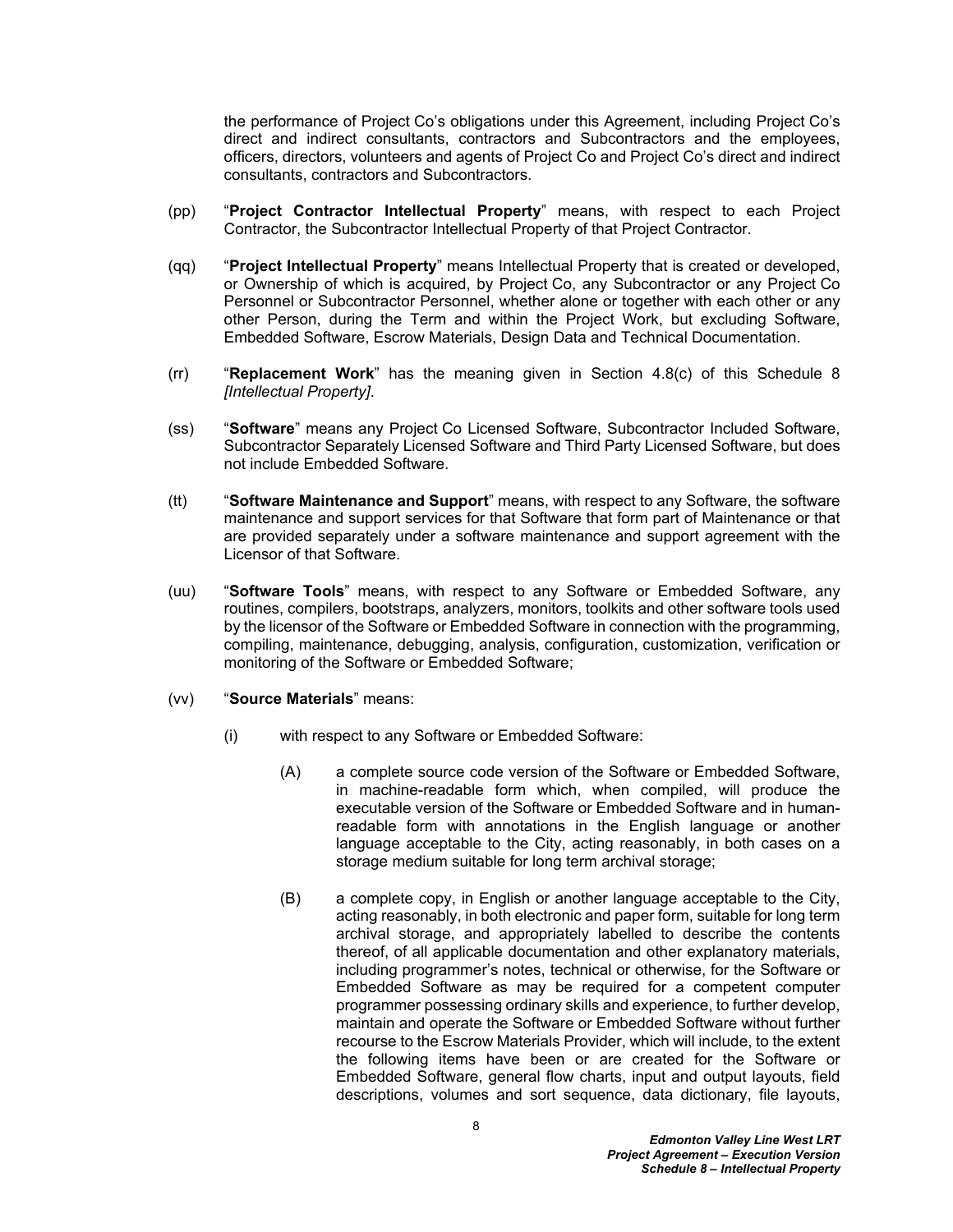the performance of Project Co's obligations under this Agreement, including Project Co's direct and indirect consultants, contractors and Subcontractors and the employees, officers, directors, volunteers and agents of Project Co and Project Co's direct and indirect consultants, contractors and Subcontractors.

(pp) "**Project Contractor Intellectual Property**" means, with respect to each Project Contractor, the Subcontractor Intellectual Property of that Project Contractor.

(qq) "**Project Intellectual Property**" means Intellectual Property that is created or developed, or Ownership of which is acquired, by Project Co, any Subcontractor or any Project Co Personnel or Subcontractor Personnel, whether alone or together with each other or any other Person, during the Term and within the Project Work, but excluding Software, Embedded Software, Escrow Materials, Design Data and Technical Documentation.

(rr) "**Replacement Work**" has the meaning given in Section 4.8(c) of this Schedule 8 *[Intellectual Property]*.

(ss) "**Software**" means any Project Co Licensed Software, Subcontractor Included Software, Subcontractor Separately Licensed Software and Third Party Licensed Software, but does not include Embedded Software.

(tt) "**Software Maintenance and Support**" means, with respect to any Software, the software maintenance and support services for that Software that form part of Maintenance or that are provided separately under a software maintenance and support agreement with the Licensor of that Software.

(uu) "**Software Tools**" means, with respect to any Software or Embedded Software, any routines, compilers, bootstraps, analyzers, monitors, toolkits and other software tools used by the licensor of the Software or Embedded Software in connection with the programming, compiling, maintenance, debugging, analysis, configuration, customization, verification or monitoring of the Software or Embedded Software;

(vv) "**Source Materials**" means:

(i) with respect to any Software or Embedded Software:

(A) a complete source code version of the Software or Embedded Software, in machine-readable form which, when compiled, will produce the executable version of the Software or Embedded Software and in human-readable form with annotations in the English language or another language acceptable to the City, acting reasonably, in both cases on a storage medium suitable for long term archival storage;

(B) a complete copy, in English or another language acceptable to the City, acting reasonably, in both electronic and paper form, suitable for long term archival storage, and appropriately labelled to describe the contents thereof, of all applicable documentation and other explanatory materials, including programmer's notes, technical or otherwise, for the Software or Embedded Software as may be required for a competent computer programmer possessing ordinary skills and experience, to further develop, maintain and operate the Software or Embedded Software without further recourse to the Escrow Materials Provider, which will include, to the extent the following items have been or are created for the Software or Embedded Software, general flow charts, input and output layouts, field descriptions, volumes and sort sequence, data dictionary, file layouts,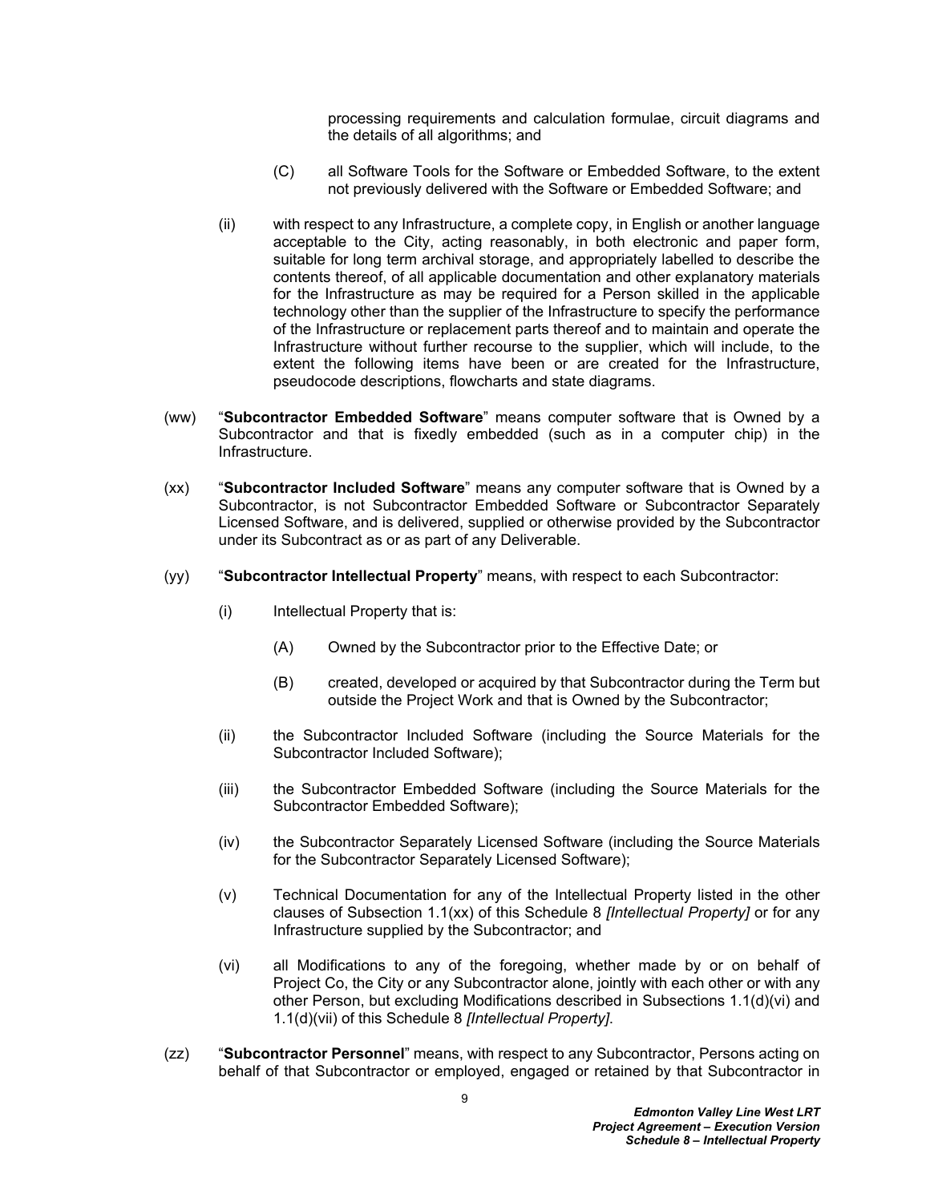processing requirements and calculation formulae, circuit diagrams and the details of all algorithms; and

(C) all Software Tools for the Software or Embedded Software, to the extent not previously delivered with the Software or Embedded Software; and

(ii) with respect to any Infrastructure, a complete copy, in English or another language acceptable to the City, acting reasonably, in both electronic and paper form, suitable for long term archival storage, and appropriately labelled to describe the contents thereof, of all applicable documentation and other explanatory materials for the Infrastructure as may be required for a Person skilled in the applicable technology other than the supplier of the Infrastructure to specify the performance of the Infrastructure or replacement parts thereof and to maintain and operate the Infrastructure without further recourse to the supplier, which will include, to the extent the following items have been or are created for the Infrastructure, pseudocode descriptions, flowcharts and state diagrams.

(ww) "**Subcontractor Embedded Software**" means computer software that is Owned by a Subcontractor and that is fixedly embedded (such as in a computer chip) in the Infrastructure.

(xx) "**Subcontractor Included Software**" means any computer software that is Owned by a Subcontractor, is not Subcontractor Embedded Software or Subcontractor Separately Licensed Software, and is delivered, supplied or otherwise provided by the Subcontractor under its Subcontract as or as part of any Deliverable.

(yy) "**Subcontractor Intellectual Property**" means, with respect to each Subcontractor:

(i) Intellectual Property that is:

(A) Owned by the Subcontractor prior to the Effective Date; or

(B) created, developed or acquired by that Subcontractor during the Term but outside the Project Work and that is Owned by the Subcontractor;

(ii) the Subcontractor Included Software (including the Source Materials for the Subcontractor Included Software);

(iii) the Subcontractor Embedded Software (including the Source Materials for the Subcontractor Embedded Software);

(iv) the Subcontractor Separately Licensed Software (including the Source Materials for the Subcontractor Separately Licensed Software);

(v) Technical Documentation for any of the Intellectual Property listed in the other clauses of Subsection 1.1(xx) of this Schedule 8 *[Intellectual Property]* or for any Infrastructure supplied by the Subcontractor; and

(vi) all Modifications to any of the foregoing, whether made by or on behalf of Project Co, the City or any Subcontractor alone, jointly with each other or with any other Person, but excluding Modifications described in Subsections 1.1(d)(vi) and 1.1(d)(vii) of this Schedule 8 *[Intellectual Property]*.

(zz) "**Subcontractor Personnel**" means, with respect to any Subcontractor, Persons acting on behalf of that Subcontractor or employed, engaged or retained by that Subcontractor in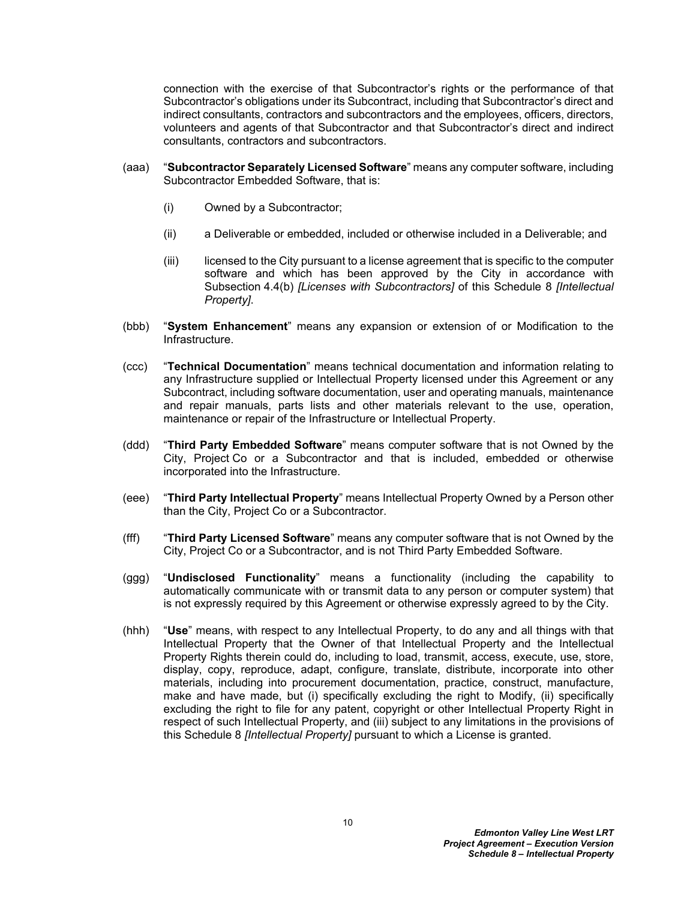connection with the exercise of that Subcontractor's rights or the performance of that Subcontractor's obligations under its Subcontract, including that Subcontractor's direct and indirect consultants, contractors and subcontractors and the employees, officers, directors, volunteers and agents of that Subcontractor and that Subcontractor's direct and indirect consultants, contractors and subcontractors.

(aaa) "**Subcontractor Separately Licensed Software**" means any computer software, including Subcontractor Embedded Software, that is:

(i) Owned by a Subcontractor;

(ii) a Deliverable or embedded, included or otherwise included in a Deliverable; and

(iii) licensed to the City pursuant to a license agreement that is specific to the computer software and which has been approved by the City in accordance with Subsection 4.4(b) *[Licenses with Subcontractors]* of this Schedule 8 *[Intellectual Property]*.

(bbb) "**System Enhancement**" means any expansion or extension of or Modification to the Infrastructure.

(ccc) "**Technical Documentation**" means technical documentation and information relating to any Infrastructure supplied or Intellectual Property licensed under this Agreement or any Subcontract, including software documentation, user and operating manuals, maintenance and repair manuals, parts lists and other materials relevant to the use, operation, maintenance or repair of the Infrastructure or Intellectual Property.

(ddd) "**Third Party Embedded Software**" means computer software that is not Owned by the City, Project Co or a Subcontractor and that is included, embedded or otherwise incorporated into the Infrastructure.

(eee) "**Third Party Intellectual Property**" means Intellectual Property Owned by a Person other than the City, Project Co or a Subcontractor.

(fff) "**Third Party Licensed Software**" means any computer software that is not Owned by the City, Project Co or a Subcontractor, and is not Third Party Embedded Software.

(ggg) "**Undisclosed Functionality**" means a functionality (including the capability to automatically communicate with or transmit data to any person or computer system) that is not expressly required by this Agreement or otherwise expressly agreed to by the City.

(hhh) "**Use**" means, with respect to any Intellectual Property, to do any and all things with that Intellectual Property that the Owner of that Intellectual Property and the Intellectual Property Rights therein could do, including to load, transmit, access, execute, use, store, display, copy, reproduce, adapt, configure, translate, distribute, incorporate into other materials, including into procurement documentation, practice, construct, manufacture, make and have made, but (i) specifically excluding the right to Modify, (ii) specifically excluding the right to file for any patent, copyright or other Intellectual Property Right in respect of such Intellectual Property, and (iii) subject to any limitations in the provisions of this Schedule 8 *[Intellectual Property]* pursuant to which a License is granted.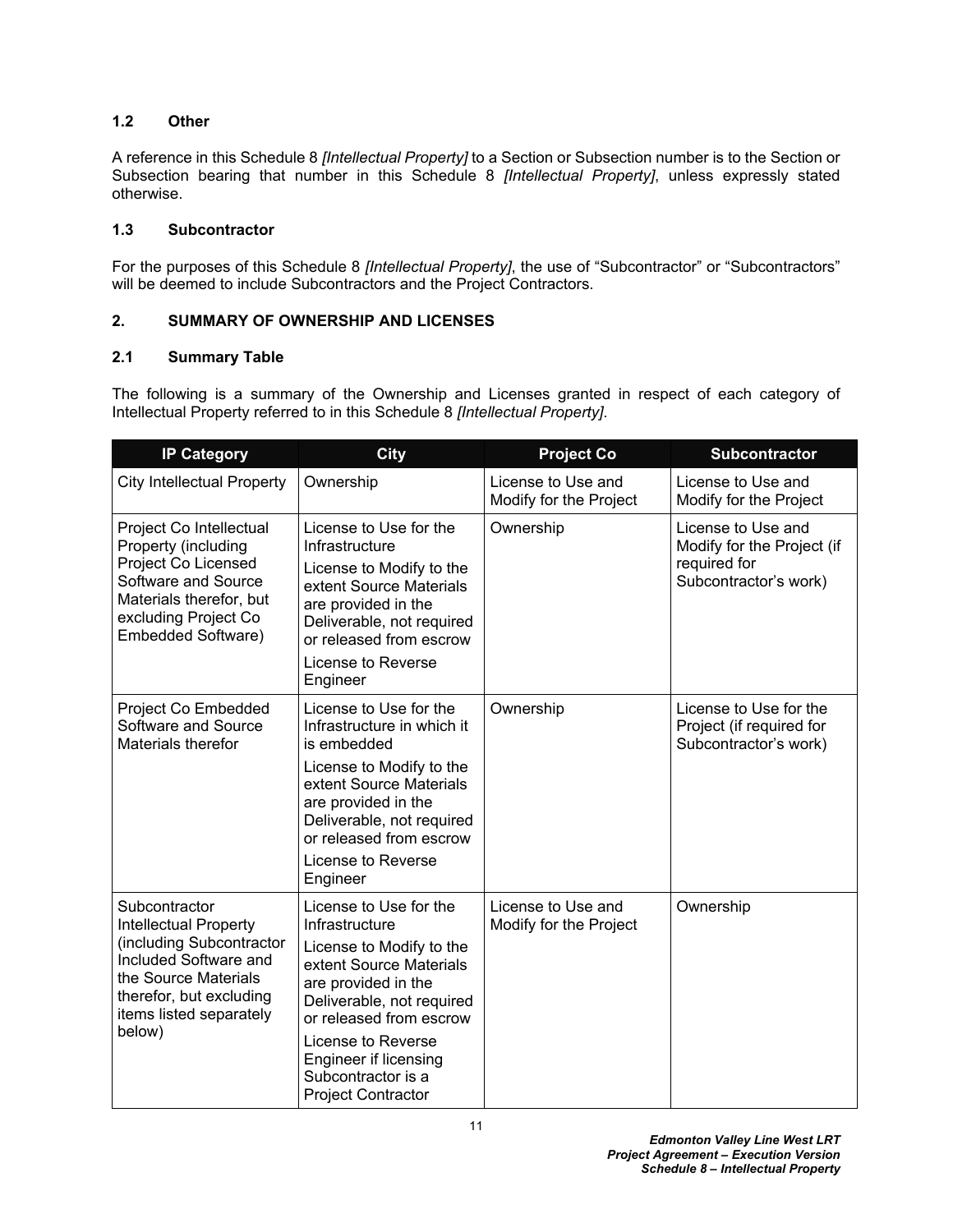### 1.2 Other

A reference in this Schedule 8 *[Intellectual Property]* to a Section or Subsection number is to the Section or Subsection bearing that number in this Schedule 8 *[Intellectual Property]*, unless expressly stated otherwise.

### 1.3 Subcontractor

For the purposes of this Schedule 8 *[Intellectual Property]*, the use of "Subcontractor" or "Subcontractors" will be deemed to include Subcontractors and the Project Contractors.

## 2. SUMMARY OF OWNERSHIP AND LICENSES

### 2.1 Summary Table

The following is a summary of the Ownership and Licenses granted in respect of each category of Intellectual Property referred to in this Schedule 8 *[Intellectual Property]*.

| IP Category | City | Project Co | Subcontractor |
|---|---|---|---|
| City Intellectual Property | Ownership | License to Use and Modify for the Project | License to Use and Modify for the Project |
| Project Co Intellectual Property (including Project Co Licensed Software and Source Materials therefor, but excluding Project Co Embedded Software) | License to Use for the Infrastructure<br>License to Modify to the extent Source Materials are provided in the Deliverable, not required or released from escrow<br>License to Reverse Engineer | Ownership | License to Use and Modify for the Project (if required for Subcontractor's work) |
| Project Co Embedded Software and Source Materials therefor | License to Use for the Infrastructure in which it is embedded<br>License to Modify to the extent Source Materials are provided in the Deliverable, not required or released from escrow<br>License to Reverse Engineer | Ownership | License to Use for the Project (if required for Subcontractor's work) |
| Subcontractor Intellectual Property (including Subcontractor Included Software and the Source Materials therefor, but excluding items listed separately below) | License to Use for the Infrastructure<br>License to Modify to the extent Source Materials are provided in the Deliverable, not required or released from escrow<br>License to Reverse Engineer if licensing Subcontractor is a Project Contractor | License to Use and Modify for the Project | Ownership |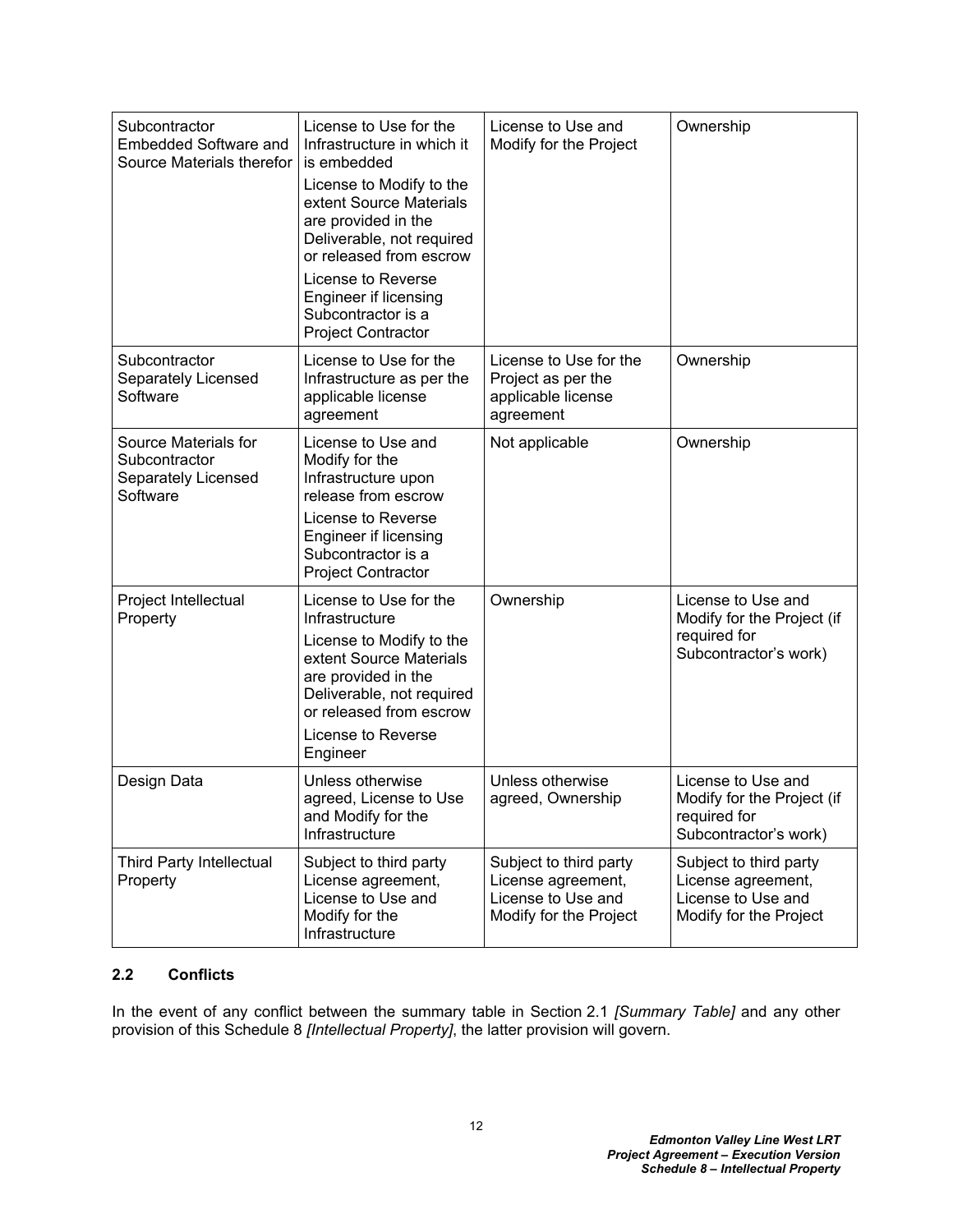| Subcontractor Embedded Software and Source Materials therefor | License to Use for the Infrastructure in which it is embedded<br><br>License to Modify to the extent Source Materials are provided in the Deliverable, not required or released from escrow<br><br>License to Reverse Engineer if licensing Subcontractor is a Project Contractor | License to Use and Modify for the Project | Ownership |
|---|---|---|---|
| Subcontractor Separately Licensed Software | License to Use for the Infrastructure as per the applicable license agreement | License to Use for the Project as per the applicable license agreement | Ownership |
| Source Materials for Subcontractor Separately Licensed Software | License to Use and Modify for the Infrastructure upon release from escrow<br><br>License to Reverse Engineer if licensing Subcontractor is a Project Contractor | Not applicable | Ownership |
| Project Intellectual Property | License to Use for the Infrastructure<br><br>License to Modify to the extent Source Materials are provided in the Deliverable, not required or released from escrow<br><br>License to Reverse Engineer | Ownership | License to Use and Modify for the Project (if required for Subcontractor's work) |
| Design Data | Unless otherwise agreed, License to Use and Modify for the Infrastructure | Unless otherwise agreed, Ownership | License to Use and Modify for the Project (if required for Subcontractor's work) |
| Third Party Intellectual Property | Subject to third party License agreement, License to Use and Modify for the Infrastructure | Subject to third party License agreement, License to Use and Modify for the Project | Subject to third party License agreement, License to Use and Modify for the Project |

### 2.2 Conflicts

In the event of any conflict between the summary table in Section 2.1 *[Summary Table]* and any other provision of this Schedule 8 *[Intellectual Property]*, the latter provision will govern.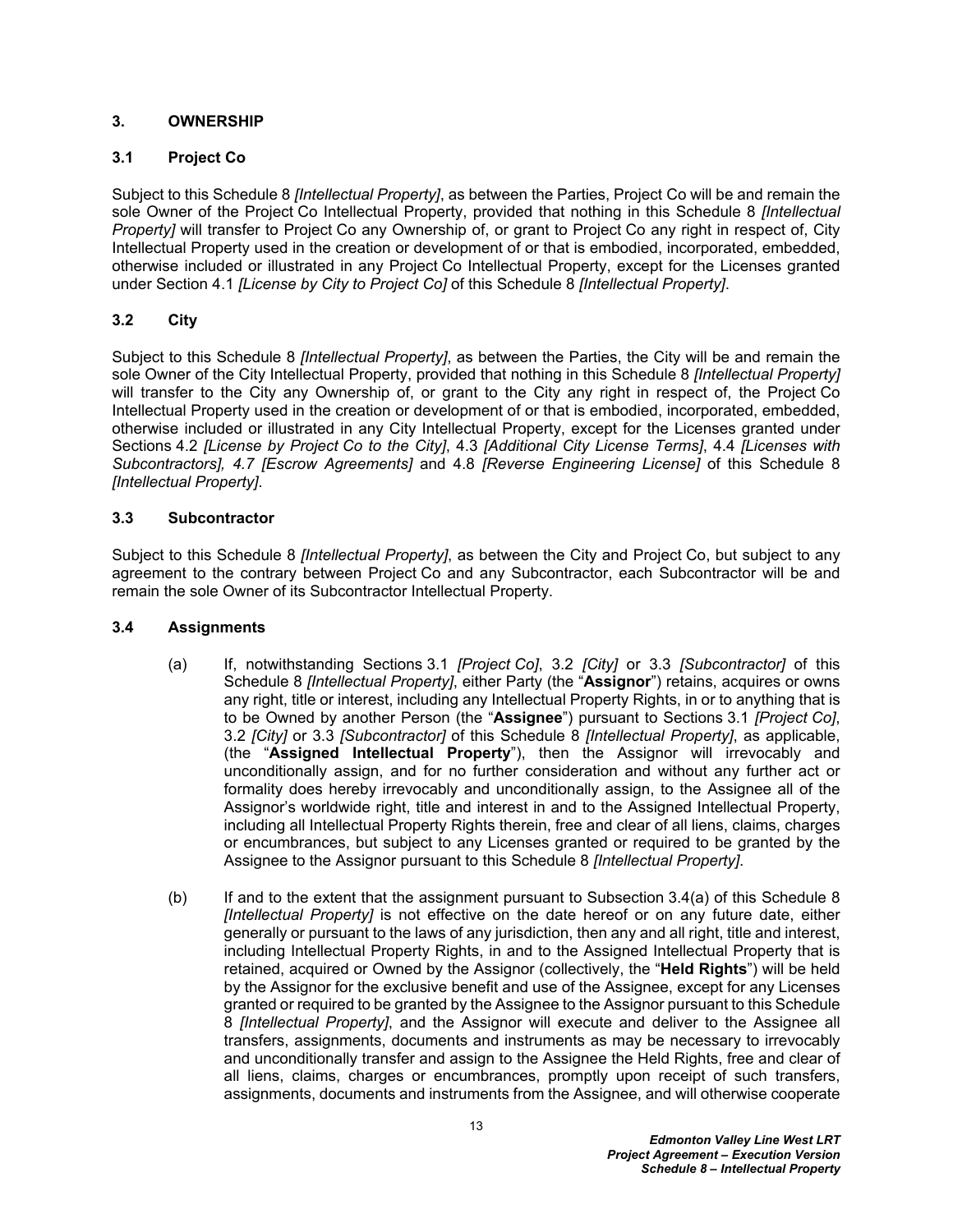## 3. OWNERSHIP

### 3.1 Project Co

Subject to this Schedule 8 *[Intellectual Property]*, as between the Parties, Project Co will be and remain the sole Owner of the Project Co Intellectual Property, provided that nothing in this Schedule 8 *[Intellectual Property]* will transfer to Project Co any Ownership of, or grant to Project Co any right in respect of, City Intellectual Property used in the creation or development of or that is embodied, incorporated, embedded, otherwise included or illustrated in any Project Co Intellectual Property, except for the Licenses granted under Section 4.1 *[License by City to Project Co]* of this Schedule 8 *[Intellectual Property]*.

### 3.2 City

Subject to this Schedule 8 *[Intellectual Property]*, as between the Parties, the City will be and remain the sole Owner of the City Intellectual Property, provided that nothing in this Schedule 8 *[Intellectual Property]* will transfer to the City any Ownership of, or grant to the City any right in respect of, the Project Co Intellectual Property used in the creation or development of or that is embodied, incorporated, embedded, otherwise included or illustrated in any City Intellectual Property, except for the Licenses granted under Sections 4.2 *[License by Project Co to the City]*, 4.3 *[Additional City License Terms]*, 4.4 *[Licenses with Subcontractors], 4.7 [Escrow Agreements]* and 4.8 *[Reverse Engineering License]* of this Schedule 8 *[Intellectual Property]*.

### 3.3 Subcontractor

Subject to this Schedule 8 *[Intellectual Property]*, as between the City and Project Co, but subject to any agreement to the contrary between Project Co and any Subcontractor, each Subcontractor will be and remain the sole Owner of its Subcontractor Intellectual Property.

### 3.4 Assignments

(a) If, notwithstanding Sections 3.1 *[Project Co]*, 3.2 *[City]* or 3.3 *[Subcontractor]* of this Schedule 8 *[Intellectual Property]*, either Party (the "**Assignor**") retains, acquires or owns any right, title or interest, including any Intellectual Property Rights, in or to anything that is to be Owned by another Person (the "**Assignee**") pursuant to Sections 3.1 *[Project Co]*, 3.2 *[City]* or 3.3 *[Subcontractor]* of this Schedule 8 *[Intellectual Property]*, as applicable, (the "**Assigned Intellectual Property**"), then the Assignor will irrevocably and unconditionally assign, and for no further consideration and without any further act or formality does hereby irrevocably and unconditionally assign, to the Assignee all of the Assignor's worldwide right, title and interest in and to the Assigned Intellectual Property, including all Intellectual Property Rights therein, free and clear of all liens, claims, charges or encumbrances, but subject to any Licenses granted or required to be granted by the Assignee to the Assignor pursuant to this Schedule 8 *[Intellectual Property]*.

(b) If and to the extent that the assignment pursuant to Subsection 3.4(a) of this Schedule 8 *[Intellectual Property]* is not effective on the date hereof or on any future date, either generally or pursuant to the laws of any jurisdiction, then any and all right, title and interest, including Intellectual Property Rights, in and to the Assigned Intellectual Property that is retained, acquired or Owned by the Assignor (collectively, the "**Held Rights**") will be held by the Assignor for the exclusive benefit and use of the Assignee, except for any Licenses granted or required to be granted by the Assignee to the Assignor pursuant to this Schedule 8 *[Intellectual Property]*, and the Assignor will execute and deliver to the Assignee all transfers, assignments, documents and instruments as may be necessary to irrevocably and unconditionally transfer and assign to the Assignee the Held Rights, free and clear of all liens, claims, charges or encumbrances, promptly upon receipt of such transfers, assignments, documents and instruments from the Assignee, and will otherwise cooperate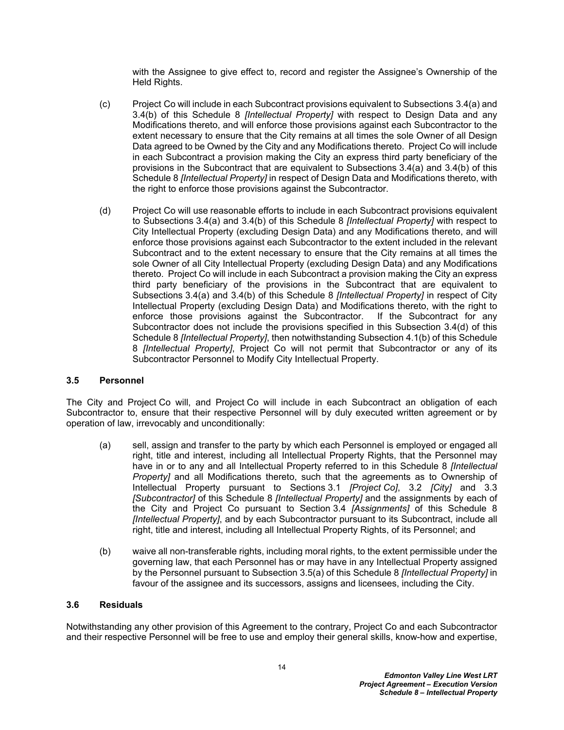with the Assignee to give effect to, record and register the Assignee's Ownership of the Held Rights.

(c) Project Co will include in each Subcontract provisions equivalent to Subsections 3.4(a) and 3.4(b) of this Schedule 8 *[Intellectual Property]* with respect to Design Data and any Modifications thereto, and will enforce those provisions against each Subcontractor to the extent necessary to ensure that the City remains at all times the sole Owner of all Design Data agreed to be Owned by the City and any Modifications thereto. Project Co will include in each Subcontract a provision making the City an express third party beneficiary of the provisions in the Subcontract that are equivalent to Subsections 3.4(a) and 3.4(b) of this Schedule 8 *[Intellectual Property]* in respect of Design Data and Modifications thereto, with the right to enforce those provisions against the Subcontractor.

(d) Project Co will use reasonable efforts to include in each Subcontract provisions equivalent to Subsections 3.4(a) and 3.4(b) of this Schedule 8 *[Intellectual Property]* with respect to City Intellectual Property (excluding Design Data) and any Modifications thereto, and will enforce those provisions against each Subcontractor to the extent included in the relevant Subcontract and to the extent necessary to ensure that the City remains at all times the sole Owner of all City Intellectual Property (excluding Design Data) and any Modifications thereto. Project Co will include in each Subcontract a provision making the City an express third party beneficiary of the provisions in the Subcontract that are equivalent to Subsections 3.4(a) and 3.4(b) of this Schedule 8 *[Intellectual Property]* in respect of City Intellectual Property (excluding Design Data) and Modifications thereto, with the right to enforce those provisions against the Subcontractor. If the Subcontract for any Subcontractor does not include the provisions specified in this Subsection 3.4(d) of this Schedule 8 *[Intellectual Property]*, then notwithstanding Subsection 4.1(b) of this Schedule 8 *[Intellectual Property]*, Project Co will not permit that Subcontractor or any of its Subcontractor Personnel to Modify City Intellectual Property.

### 3.5 Personnel

The City and Project Co will, and Project Co will include in each Subcontract an obligation of each Subcontractor to, ensure that their respective Personnel will by duly executed written agreement or by operation of law, irrevocably and unconditionally:

(a) sell, assign and transfer to the party by which each Personnel is employed or engaged all right, title and interest, including all Intellectual Property Rights, that the Personnel may have in or to any and all Intellectual Property referred to in this Schedule 8 *[Intellectual Property]* and all Modifications thereto, such that the agreements as to Ownership of Intellectual Property pursuant to Sections 3.1 *[Project Co]*, 3.2 *[City]* and 3.3 *[Subcontractor]* of this Schedule 8 *[Intellectual Property]* and the assignments by each of the City and Project Co pursuant to Section 3.4 *[Assignments]* of this Schedule 8 *[Intellectual Property]*, and by each Subcontractor pursuant to its Subcontract, include all right, title and interest, including all Intellectual Property Rights, of its Personnel; and

(b) waive all non-transferable rights, including moral rights, to the extent permissible under the governing law, that each Personnel has or may have in any Intellectual Property assigned by the Personnel pursuant to Subsection 3.5(a) of this Schedule 8 *[Intellectual Property]* in favour of the assignee and its successors, assigns and licensees, including the City.

### 3.6 Residuals

Notwithstanding any other provision of this Agreement to the contrary, Project Co and each Subcontractor and their respective Personnel will be free to use and employ their general skills, know-how and expertise,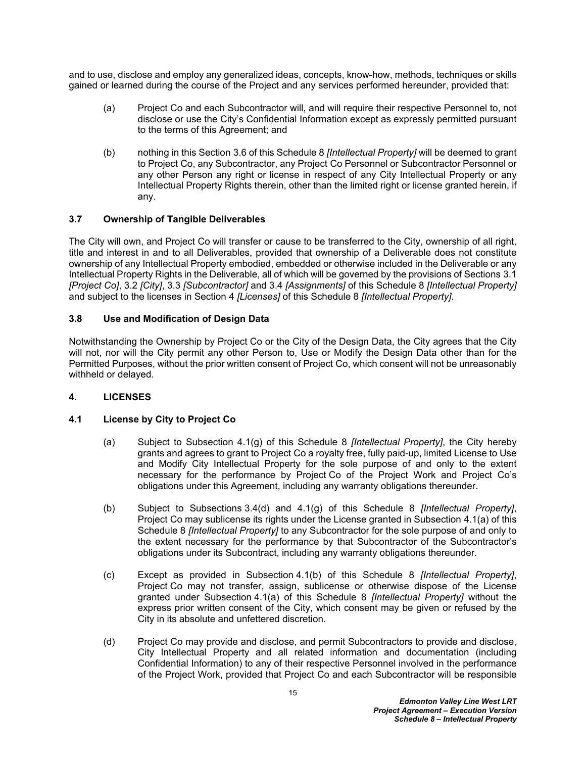and to use, disclose and employ any generalized ideas, concepts, know-how, methods, techniques or skills gained or learned during the course of the Project and any services performed hereunder, provided that:

(a) Project Co and each Subcontractor will, and will require their respective Personnel to, not disclose or use the City's Confidential Information except as expressly permitted pursuant to the terms of this Agreement; and

(b) nothing in this Section 3.6 of this Schedule 8 *[Intellectual Property]* will be deemed to grant to Project Co, any Subcontractor, any Project Co Personnel or Subcontractor Personnel or any other Person any right or license in respect of any City Intellectual Property or any Intellectual Property Rights therein, other than the limited right or license granted herein, if any.

### 3.7 Ownership of Tangible Deliverables

The City will own, and Project Co will transfer or cause to be transferred to the City, ownership of all right, title and interest in and to all Deliverables, provided that ownership of a Deliverable does not constitute ownership of any Intellectual Property embodied, embedded or otherwise included in the Deliverable or any Intellectual Property Rights in the Deliverable, all of which will be governed by the provisions of Sections 3.1 *[Project Co]*, 3.2 *[City]*, 3.3 *[Subcontractor]* and 3.4 *[Assignments]* of this Schedule 8 *[Intellectual Property]* and subject to the licenses in Section 4 *[Licenses]* of this Schedule 8 *[Intellectual Property]*.

### 3.8 Use and Modification of Design Data

Notwithstanding the Ownership by Project Co or the City of the Design Data, the City agrees that the City will not, nor will the City permit any other Person to, Use or Modify the Design Data other than for the Permitted Purposes, without the prior written consent of Project Co, which consent will not be unreasonably withheld or delayed.

## 4. LICENSES

### 4.1 License by City to Project Co

(a) Subject to Subsection 4.1(g) of this Schedule 8 *[Intellectual Property]*, the City hereby grants and agrees to grant to Project Co a royalty free, fully paid-up, limited License to Use and Modify City Intellectual Property for the sole purpose of and only to the extent necessary for the performance by Project Co of the Project Work and Project Co's obligations under this Agreement, including any warranty obligations thereunder.

(b) Subject to Subsections 3.4(d) and 4.1(g) of this Schedule 8 *[Intellectual Property]*, Project Co may sublicense its rights under the License granted in Subsection 4.1(a) of this Schedule 8 *[Intellectual Property]* to any Subcontractor for the sole purpose of and only to the extent necessary for the performance by that Subcontractor of the Subcontractor's obligations under its Subcontract, including any warranty obligations thereunder.

(c) Except as provided in Subsection 4.1(b) of this Schedule 8 *[Intellectual Property]*, Project Co may not transfer, assign, sublicense or otherwise dispose of the License granted under Subsection 4.1(a) of this Schedule 8 *[Intellectual Property]* without the express prior written consent of the City, which consent may be given or refused by the City in its absolute and unfettered discretion.

(d) Project Co may provide and disclose, and permit Subcontractors to provide and disclose, City Intellectual Property and all related information and documentation (including Confidential Information) to any of their respective Personnel involved in the performance of the Project Work, provided that Project Co and each Subcontractor will be responsible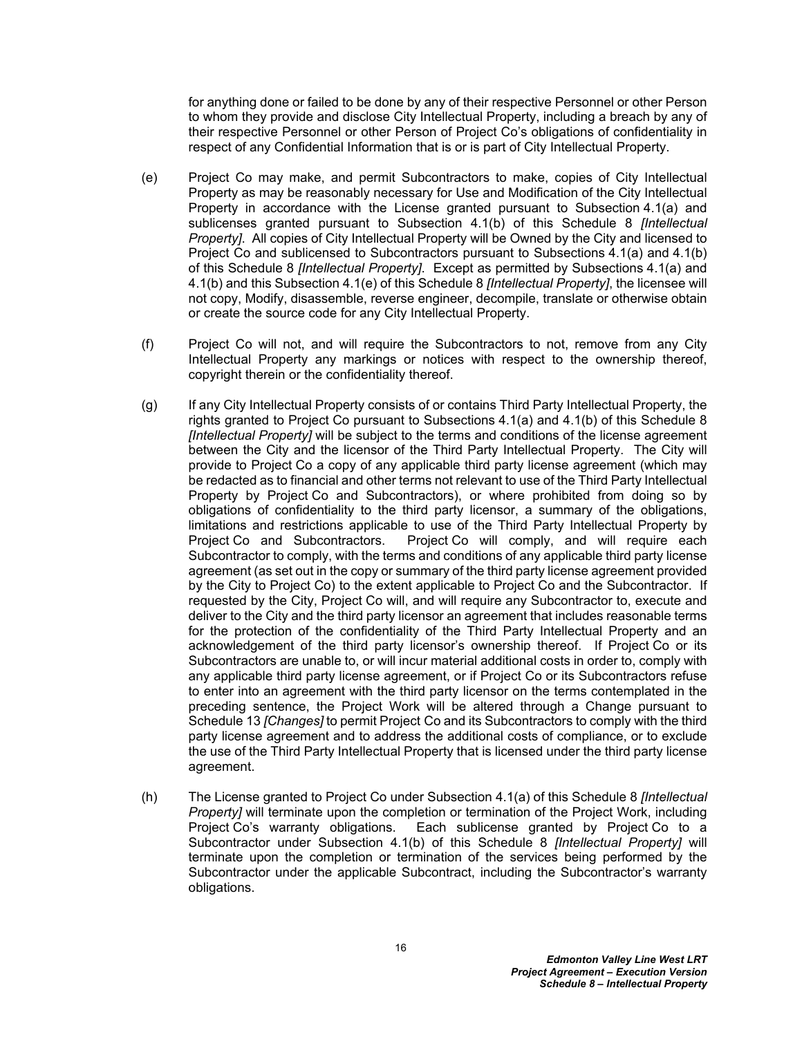for anything done or failed to be done by any of their respective Personnel or other Person to whom they provide and disclose City Intellectual Property, including a breach by any of their respective Personnel or other Person of Project Co's obligations of confidentiality in respect of any Confidential Information that is or is part of City Intellectual Property.

(e) Project Co may make, and permit Subcontractors to make, copies of City Intellectual Property as may be reasonably necessary for Use and Modification of the City Intellectual Property in accordance with the License granted pursuant to Subsection 4.1(a) and sublicenses granted pursuant to Subsection 4.1(b) of this Schedule 8 *[Intellectual Property]*. All copies of City Intellectual Property will be Owned by the City and licensed to Project Co and sublicensed to Subcontractors pursuant to Subsections 4.1(a) and 4.1(b) of this Schedule 8 *[Intellectual Property]*. Except as permitted by Subsections 4.1(a) and 4.1(b) and this Subsection 4.1(e) of this Schedule 8 *[Intellectual Property]*, the licensee will not copy, Modify, disassemble, reverse engineer, decompile, translate or otherwise obtain or create the source code for any City Intellectual Property.

(f) Project Co will not, and will require the Subcontractors to not, remove from any City Intellectual Property any markings or notices with respect to the ownership thereof, copyright therein or the confidentiality thereof.

(g) If any City Intellectual Property consists of or contains Third Party Intellectual Property, the rights granted to Project Co pursuant to Subsections 4.1(a) and 4.1(b) of this Schedule 8 *[Intellectual Property]* will be subject to the terms and conditions of the license agreement between the City and the licensor of the Third Party Intellectual Property. The City will provide to Project Co a copy of any applicable third party license agreement (which may be redacted as to financial and other terms not relevant to use of the Third Party Intellectual Property by Project Co and Subcontractors), or where prohibited from doing so by obligations of confidentiality to the third party licensor, a summary of the obligations, limitations and restrictions applicable to use of the Third Party Intellectual Property by Project Co and Subcontractors. Project Co will comply, and will require each Subcontractor to comply, with the terms and conditions of any applicable third party license agreement (as set out in the copy or summary of the third party license agreement provided by the City to Project Co) to the extent applicable to Project Co and the Subcontractor. If requested by the City, Project Co will, and will require any Subcontractor to, execute and deliver to the City and the third party licensor an agreement that includes reasonable terms for the protection of the confidentiality of the Third Party Intellectual Property and an acknowledgement of the third party licensor's ownership thereof. If Project Co or its Subcontractors are unable to, or will incur material additional costs in order to, comply with any applicable third party license agreement, or if Project Co or its Subcontractors refuse to enter into an agreement with the third party licensor on the terms contemplated in the preceding sentence, the Project Work will be altered through a Change pursuant to Schedule 13 *[Changes]* to permit Project Co and its Subcontractors to comply with the third party license agreement and to address the additional costs of compliance, or to exclude the use of the Third Party Intellectual Property that is licensed under the third party license agreement.

(h) The License granted to Project Co under Subsection 4.1(a) of this Schedule 8 *[Intellectual Property]* will terminate upon the completion or termination of the Project Work, including Project Co's warranty obligations. Each sublicense granted by Project Co to a Subcontractor under Subsection 4.1(b) of this Schedule 8 *[Intellectual Property]* will terminate upon the completion or termination of the services being performed by the Subcontractor under the applicable Subcontract, including the Subcontractor's warranty obligations.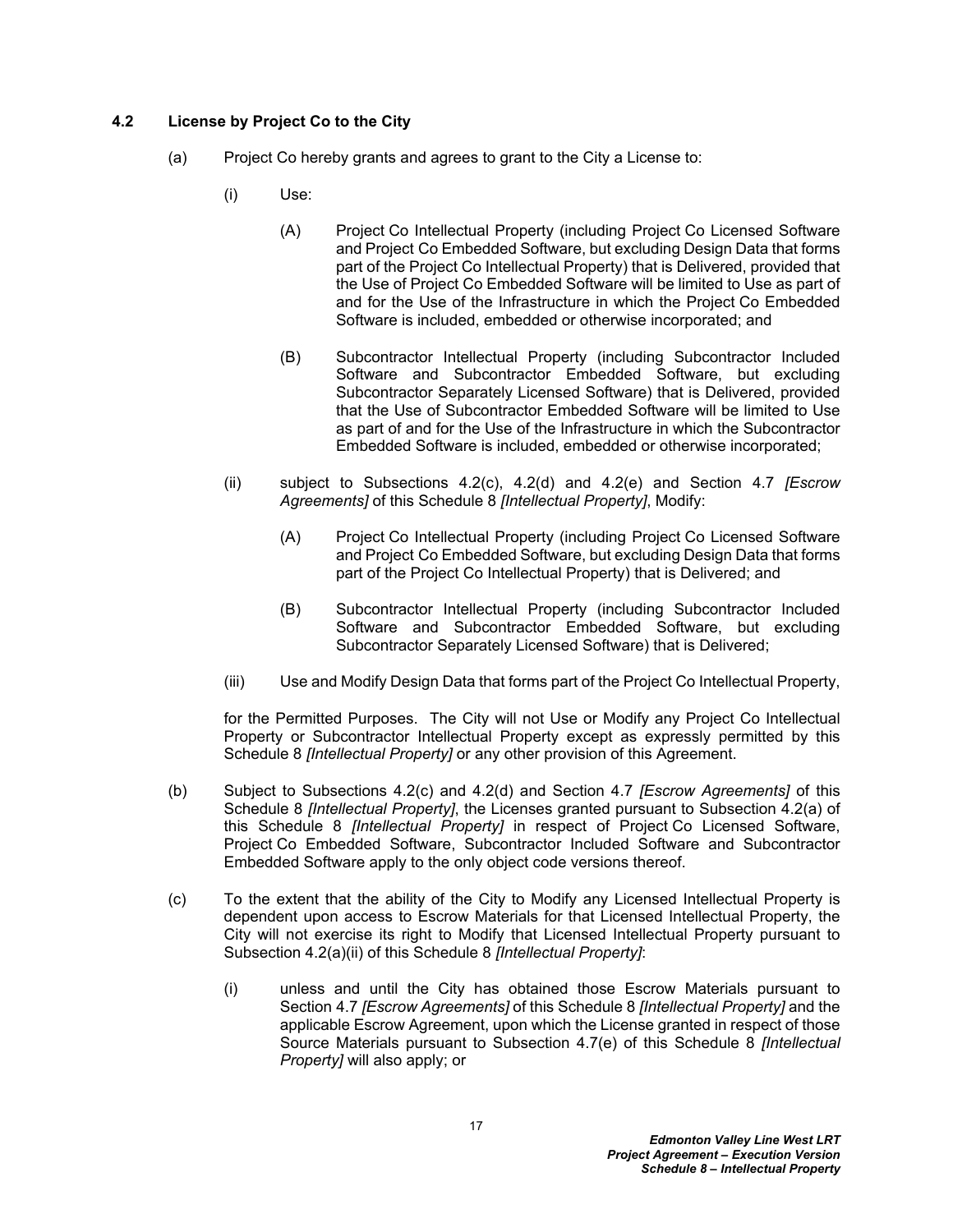### 4.2 License by Project Co to the City

(a) Project Co hereby grants and agrees to grant to the City a License to:

(i) Use:

(A) Project Co Intellectual Property (including Project Co Licensed Software and Project Co Embedded Software, but excluding Design Data that forms part of the Project Co Intellectual Property) that is Delivered, provided that the Use of Project Co Embedded Software will be limited to Use as part of and for the Use of the Infrastructure in which the Project Co Embedded Software is included, embedded or otherwise incorporated; and

(B) Subcontractor Intellectual Property (including Subcontractor Included Software and Subcontractor Embedded Software, but excluding Subcontractor Separately Licensed Software) that is Delivered, provided that the Use of Subcontractor Embedded Software will be limited to Use as part of and for the Use of the Infrastructure in which the Subcontractor Embedded Software is included, embedded or otherwise incorporated;

(ii) subject to Subsections 4.2(c), 4.2(d) and 4.2(e) and Section 4.7 *[Escrow Agreements]* of this Schedule 8 *[Intellectual Property]*, Modify:

(A) Project Co Intellectual Property (including Project Co Licensed Software and Project Co Embedded Software, but excluding Design Data that forms part of the Project Co Intellectual Property) that is Delivered; and

(B) Subcontractor Intellectual Property (including Subcontractor Included Software and Subcontractor Embedded Software, but excluding Subcontractor Separately Licensed Software) that is Delivered;

(iii) Use and Modify Design Data that forms part of the Project Co Intellectual Property,

for the Permitted Purposes. The City will not Use or Modify any Project Co Intellectual Property or Subcontractor Intellectual Property except as expressly permitted by this Schedule 8 *[Intellectual Property]* or any other provision of this Agreement.

(b) Subject to Subsections 4.2(c) and 4.2(d) and Section 4.7 *[Escrow Agreements]* of this Schedule 8 *[Intellectual Property]*, the Licenses granted pursuant to Subsection 4.2(a) of this Schedule 8 *[Intellectual Property]* in respect of Project Co Licensed Software, Project Co Embedded Software, Subcontractor Included Software and Subcontractor Embedded Software apply to the only object code versions thereof.

(c) To the extent that the ability of the City to Modify any Licensed Intellectual Property is dependent upon access to Escrow Materials for that Licensed Intellectual Property, the City will not exercise its right to Modify that Licensed Intellectual Property pursuant to Subsection 4.2(a)(ii) of this Schedule 8 *[Intellectual Property]*:

(i) unless and until the City has obtained those Escrow Materials pursuant to Section 4.7 *[Escrow Agreements]* of this Schedule 8 *[Intellectual Property]* and the applicable Escrow Agreement, upon which the License granted in respect of those Source Materials pursuant to Subsection 4.7(e) of this Schedule 8 *[Intellectual Property]* will also apply; or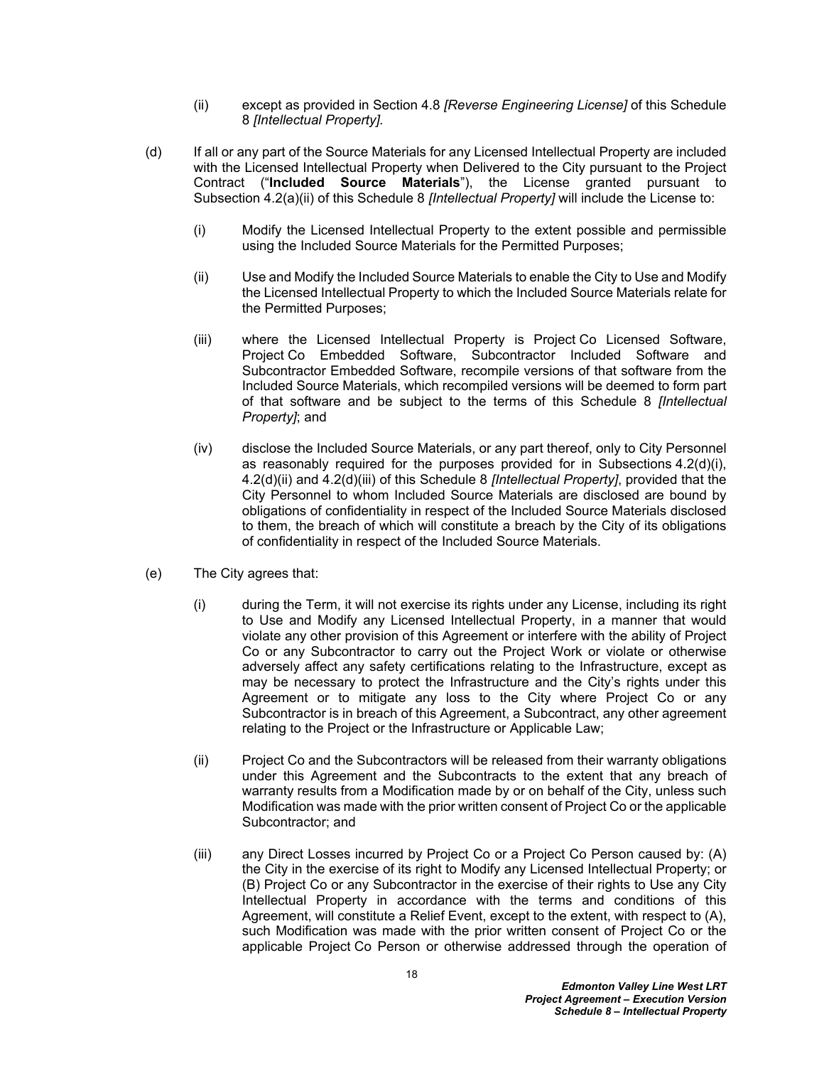(ii) except as provided in Section 4.8 *[Reverse Engineering License]* of this Schedule 8 *[Intellectual Property]*.

(d) If all or any part of the Source Materials for any Licensed Intellectual Property are included with the Licensed Intellectual Property when Delivered to the City pursuant to the Project Contract ("**Included Source Materials**"), the License granted pursuant to Subsection 4.2(a)(ii) of this Schedule 8 *[Intellectual Property]* will include the License to:

(i) Modify the Licensed Intellectual Property to the extent possible and permissible using the Included Source Materials for the Permitted Purposes;

(ii) Use and Modify the Included Source Materials to enable the City to Use and Modify the Licensed Intellectual Property to which the Included Source Materials relate for the Permitted Purposes;

(iii) where the Licensed Intellectual Property is Project Co Licensed Software, Project Co Embedded Software, Subcontractor Included Software and Subcontractor Embedded Software, recompile versions of that software from the Included Source Materials, which recompiled versions will be deemed to form part of that software and be subject to the terms of this Schedule 8 *[Intellectual Property]*; and

(iv) disclose the Included Source Materials, or any part thereof, only to City Personnel as reasonably required for the purposes provided for in Subsections 4.2(d)(i), 4.2(d)(ii) and 4.2(d)(iii) of this Schedule 8 *[Intellectual Property]*, provided that the City Personnel to whom Included Source Materials are disclosed are bound by obligations of confidentiality in respect of the Included Source Materials disclosed to them, the breach of which will constitute a breach by the City of its obligations of confidentiality in respect of the Included Source Materials.

(e) The City agrees that:

(i) during the Term, it will not exercise its rights under any License, including its right to Use and Modify any Licensed Intellectual Property, in a manner that would violate any other provision of this Agreement or interfere with the ability of Project Co or any Subcontractor to carry out the Project Work or violate or otherwise adversely affect any safety certifications relating to the Infrastructure, except as may be necessary to protect the Infrastructure and the City's rights under this Agreement or to mitigate any loss to the City where Project Co or any Subcontractor is in breach of this Agreement, a Subcontract, any other agreement relating to the Project or the Infrastructure or Applicable Law;

(ii) Project Co and the Subcontractors will be released from their warranty obligations under this Agreement and the Subcontracts to the extent that any breach of warranty results from a Modification made by or on behalf of the City, unless such Modification was made with the prior written consent of Project Co or the applicable Subcontractor; and

(iii) any Direct Losses incurred by Project Co or a Project Co Person caused by: (A) the City in the exercise of its right to Modify any Licensed Intellectual Property; or (B) Project Co or any Subcontractor in the exercise of their rights to Use any City Intellectual Property in accordance with the terms and conditions of this Agreement, will constitute a Relief Event, except to the extent, with respect to (A), such Modification was made with the prior written consent of Project Co or the applicable Project Co Person or otherwise addressed through the operation of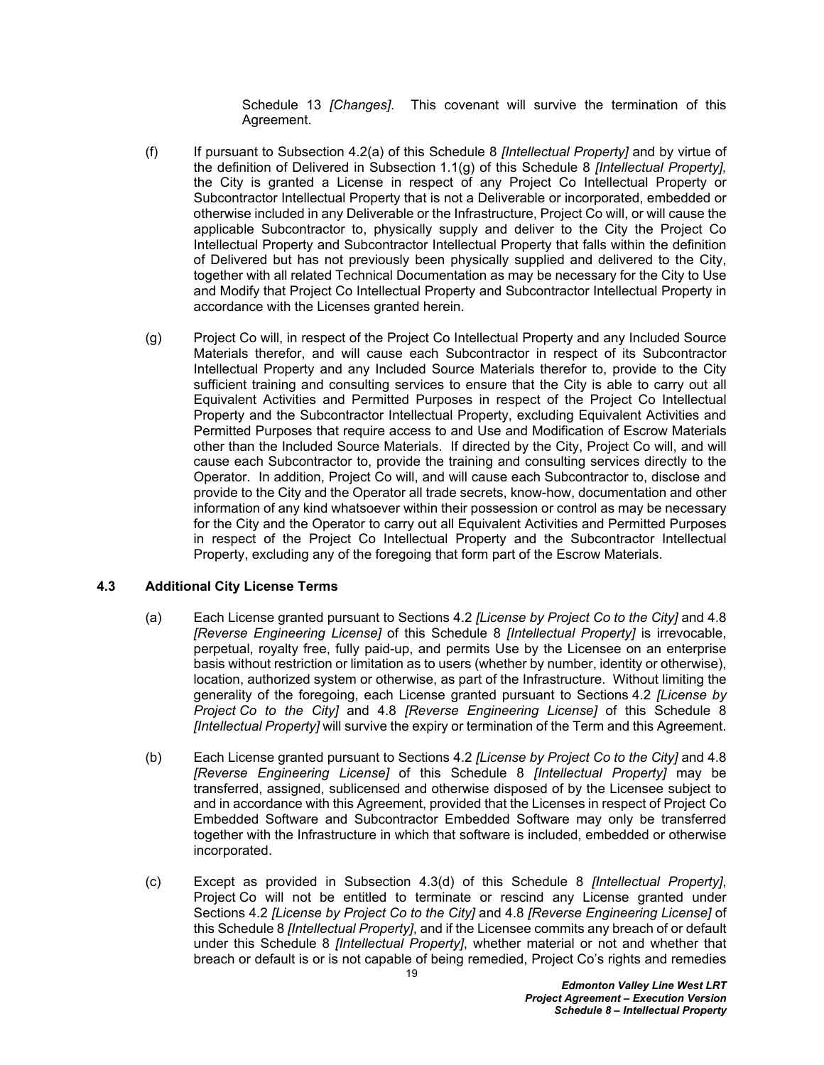Schedule 13 *[Changes]*. This covenant will survive the termination of this Agreement.

(f) If pursuant to Subsection 4.2(a) of this Schedule 8 *[Intellectual Property]* and by virtue of the definition of Delivered in Subsection 1.1(g) of this Schedule 8 *[Intellectual Property],* the City is granted a License in respect of any Project Co Intellectual Property or Subcontractor Intellectual Property that is not a Deliverable or incorporated, embedded or otherwise included in any Deliverable or the Infrastructure, Project Co will, or will cause the applicable Subcontractor to, physically supply and deliver to the City the Project Co Intellectual Property and Subcontractor Intellectual Property that falls within the definition of Delivered but has not previously been physically supplied and delivered to the City, together with all related Technical Documentation as may be necessary for the City to Use and Modify that Project Co Intellectual Property and Subcontractor Intellectual Property in accordance with the Licenses granted herein.

(g) Project Co will, in respect of the Project Co Intellectual Property and any Included Source Materials therefor, and will cause each Subcontractor in respect of its Subcontractor Intellectual Property and any Included Source Materials therefor to, provide to the City sufficient training and consulting services to ensure that the City is able to carry out all Equivalent Activities and Permitted Purposes in respect of the Project Co Intellectual Property and the Subcontractor Intellectual Property, excluding Equivalent Activities and Permitted Purposes that require access to and Use and Modification of Escrow Materials other than the Included Source Materials. If directed by the City, Project Co will, and will cause each Subcontractor to, provide the training and consulting services directly to the Operator. In addition, Project Co will, and will cause each Subcontractor to, disclose and provide to the City and the Operator all trade secrets, know-how, documentation and other information of any kind whatsoever within their possession or control as may be necessary for the City and the Operator to carry out all Equivalent Activities and Permitted Purposes in respect of the Project Co Intellectual Property and the Subcontractor Intellectual Property, excluding any of the foregoing that form part of the Escrow Materials.

### 4.3 Additional City License Terms

(a) Each License granted pursuant to Sections 4.2 *[License by Project Co to the City]* and 4.8 *[Reverse Engineering License]* of this Schedule 8 *[Intellectual Property]* is irrevocable, perpetual, royalty free, fully paid-up, and permits Use by the Licensee on an enterprise basis without restriction or limitation as to users (whether by number, identity or otherwise), location, authorized system or otherwise, as part of the Infrastructure. Without limiting the generality of the foregoing, each License granted pursuant to Sections 4.2 *[License by Project Co to the City]* and 4.8 *[Reverse Engineering License]* of this Schedule 8 *[Intellectual Property]* will survive the expiry or termination of the Term and this Agreement.

(b) Each License granted pursuant to Sections 4.2 *[License by Project Co to the City]* and 4.8 *[Reverse Engineering License]* of this Schedule 8 *[Intellectual Property]* may be transferred, assigned, sublicensed and otherwise disposed of by the Licensee subject to and in accordance with this Agreement, provided that the Licenses in respect of Project Co Embedded Software and Subcontractor Embedded Software may only be transferred together with the Infrastructure in which that software is included, embedded or otherwise incorporated.

(c) Except as provided in Subsection 4.3(d) of this Schedule 8 *[Intellectual Property]*, Project Co will not be entitled to terminate or rescind any License granted under Sections 4.2 *[License by Project Co to the City]* and 4.8 *[Reverse Engineering License]* of this Schedule 8 *[Intellectual Property]*, and if the Licensee commits any breach of or default under this Schedule 8 *[Intellectual Property]*, whether material or not and whether that breach or default is or is not capable of being remedied, Project Co's rights and remedies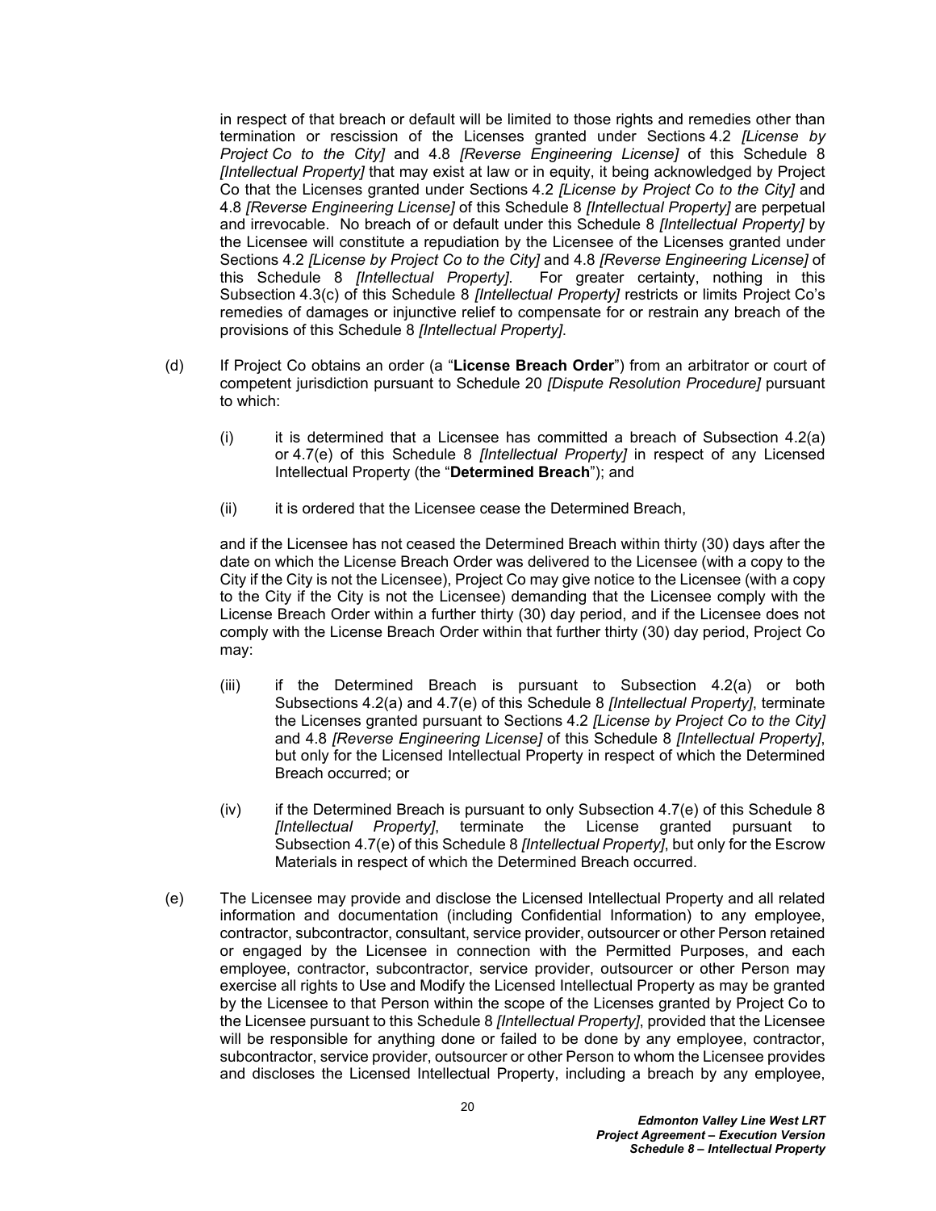in respect of that breach or default will be limited to those rights and remedies other than termination or rescission of the Licenses granted under Sections 4.2 *[License by Project Co to the City]* and 4.8 *[Reverse Engineering License]* of this Schedule 8 *[Intellectual Property]* that may exist at law or in equity, it being acknowledged by Project Co that the Licenses granted under Sections 4.2 *[License by Project Co to the City]* and 4.8 *[Reverse Engineering License]* of this Schedule 8 *[Intellectual Property]* are perpetual and irrevocable. No breach of or default under this Schedule 8 *[Intellectual Property]* by the Licensee will constitute a repudiation by the Licensee of the Licenses granted under Sections 4.2 *[License by Project Co to the City]* and 4.8 *[Reverse Engineering License]* of this Schedule 8 *[Intellectual Property]*. For greater certainty, nothing in this Subsection 4.3(c) of this Schedule 8 *[Intellectual Property]* restricts or limits Project Co's remedies of damages or injunctive relief to compensate for or restrain any breach of the provisions of this Schedule 8 *[Intellectual Property]*.

(d) If Project Co obtains an order (a "**License Breach Order**") from an arbitrator or court of competent jurisdiction pursuant to Schedule 20 *[Dispute Resolution Procedure]* pursuant to which:

(i) it is determined that a Licensee has committed a breach of Subsection 4.2(a) or 4.7(e) of this Schedule 8 *[Intellectual Property]* in respect of any Licensed Intellectual Property (the "**Determined Breach**"); and

(ii) it is ordered that the Licensee cease the Determined Breach,

and if the Licensee has not ceased the Determined Breach within thirty (30) days after the date on which the License Breach Order was delivered to the Licensee (with a copy to the City if the City is not the Licensee), Project Co may give notice to the Licensee (with a copy to the City if the City is not the Licensee) demanding that the Licensee comply with the License Breach Order within a further thirty (30) day period, and if the Licensee does not comply with the License Breach Order within that further thirty (30) day period, Project Co may:

(iii) if the Determined Breach is pursuant to Subsection 4.2(a) or both Subsections 4.2(a) and 4.7(e) of this Schedule 8 *[Intellectual Property]*, terminate the Licenses granted pursuant to Sections 4.2 *[License by Project Co to the City]* and 4.8 *[Reverse Engineering License]* of this Schedule 8 *[Intellectual Property]*, but only for the Licensed Intellectual Property in respect of which the Determined Breach occurred; or

(iv) if the Determined Breach is pursuant to only Subsection 4.7(e) of this Schedule 8 *[Intellectual Property]*, terminate the License granted pursuant to Subsection 4.7(e) of this Schedule 8 *[Intellectual Property]*, but only for the Escrow Materials in respect of which the Determined Breach occurred.

(e) The Licensee may provide and disclose the Licensed Intellectual Property and all related information and documentation (including Confidential Information) to any employee, contractor, subcontractor, consultant, service provider, outsourcer or other Person retained or engaged by the Licensee in connection with the Permitted Purposes, and each employee, contractor, subcontractor, service provider, outsourcer or other Person may exercise all rights to Use and Modify the Licensed Intellectual Property as may be granted by the Licensee to that Person within the scope of the Licenses granted by Project Co to the Licensee pursuant to this Schedule 8 *[Intellectual Property]*, provided that the Licensee will be responsible for anything done or failed to be done by any employee, contractor, subcontractor, service provider, outsourcer or other Person to whom the Licensee provides and discloses the Licensed Intellectual Property, including a breach by any employee,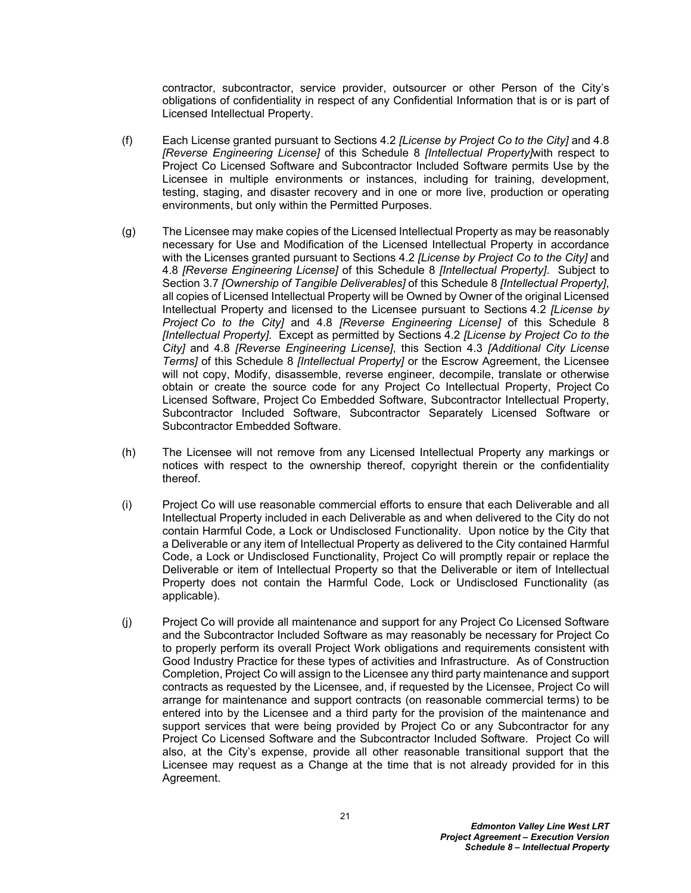contractor, subcontractor, service provider, outsourcer or other Person of the City's obligations of confidentiality in respect of any Confidential Information that is or is part of Licensed Intellectual Property.

(f) Each License granted pursuant to Sections 4.2 *[License by Project Co to the City]* and 4.8 *[Reverse Engineering License]* of this Schedule 8 *[Intellectual Property]*with respect to Project Co Licensed Software and Subcontractor Included Software permits Use by the Licensee in multiple environments or instances, including for training, development, testing, staging, and disaster recovery and in one or more live, production or operating environments, but only within the Permitted Purposes.

(g) The Licensee may make copies of the Licensed Intellectual Property as may be reasonably necessary for Use and Modification of the Licensed Intellectual Property in accordance with the Licenses granted pursuant to Sections 4.2 *[License by Project Co to the City]* and 4.8 *[Reverse Engineering License]* of this Schedule 8 *[Intellectual Property]*. Subject to Section 3.7 *[Ownership of Tangible Deliverables]* of this Schedule 8 *[Intellectual Property]*, all copies of Licensed Intellectual Property will be Owned by Owner of the original Licensed Intellectual Property and licensed to the Licensee pursuant to Sections 4.2 *[License by Project Co to the City]* and 4.8 *[Reverse Engineering License]* of this Schedule 8 *[Intellectual Property]*. Except as permitted by Sections 4.2 *[License by Project Co to the City]* and 4.8 *[Reverse Engineering License]*, this Section 4.3 *[Additional City License Terms]* of this Schedule 8 *[Intellectual Property]* or the Escrow Agreement, the Licensee will not copy, Modify, disassemble, reverse engineer, decompile, translate or otherwise obtain or create the source code for any Project Co Intellectual Property, Project Co Licensed Software, Project Co Embedded Software, Subcontractor Intellectual Property, Subcontractor Included Software, Subcontractor Separately Licensed Software or Subcontractor Embedded Software.

(h) The Licensee will not remove from any Licensed Intellectual Property any markings or notices with respect to the ownership thereof, copyright therein or the confidentiality thereof.

(i) Project Co will use reasonable commercial efforts to ensure that each Deliverable and all Intellectual Property included in each Deliverable as and when delivered to the City do not contain Harmful Code, a Lock or Undisclosed Functionality. Upon notice by the City that a Deliverable or any item of Intellectual Property as delivered to the City contained Harmful Code, a Lock or Undisclosed Functionality, Project Co will promptly repair or replace the Deliverable or item of Intellectual Property so that the Deliverable or item of Intellectual Property does not contain the Harmful Code, Lock or Undisclosed Functionality (as applicable).

(j) Project Co will provide all maintenance and support for any Project Co Licensed Software and the Subcontractor Included Software as may reasonably be necessary for Project Co to properly perform its overall Project Work obligations and requirements consistent with Good Industry Practice for these types of activities and Infrastructure. As of Construction Completion, Project Co will assign to the Licensee any third party maintenance and support contracts as requested by the Licensee, and, if requested by the Licensee, Project Co will arrange for maintenance and support contracts (on reasonable commercial terms) to be entered into by the Licensee and a third party for the provision of the maintenance and support services that were being provided by Project Co or any Subcontractor for any Project Co Licensed Software and the Subcontractor Included Software. Project Co will also, at the City's expense, provide all other reasonable transitional support that the Licensee may request as a Change at the time that is not already provided for in this Agreement.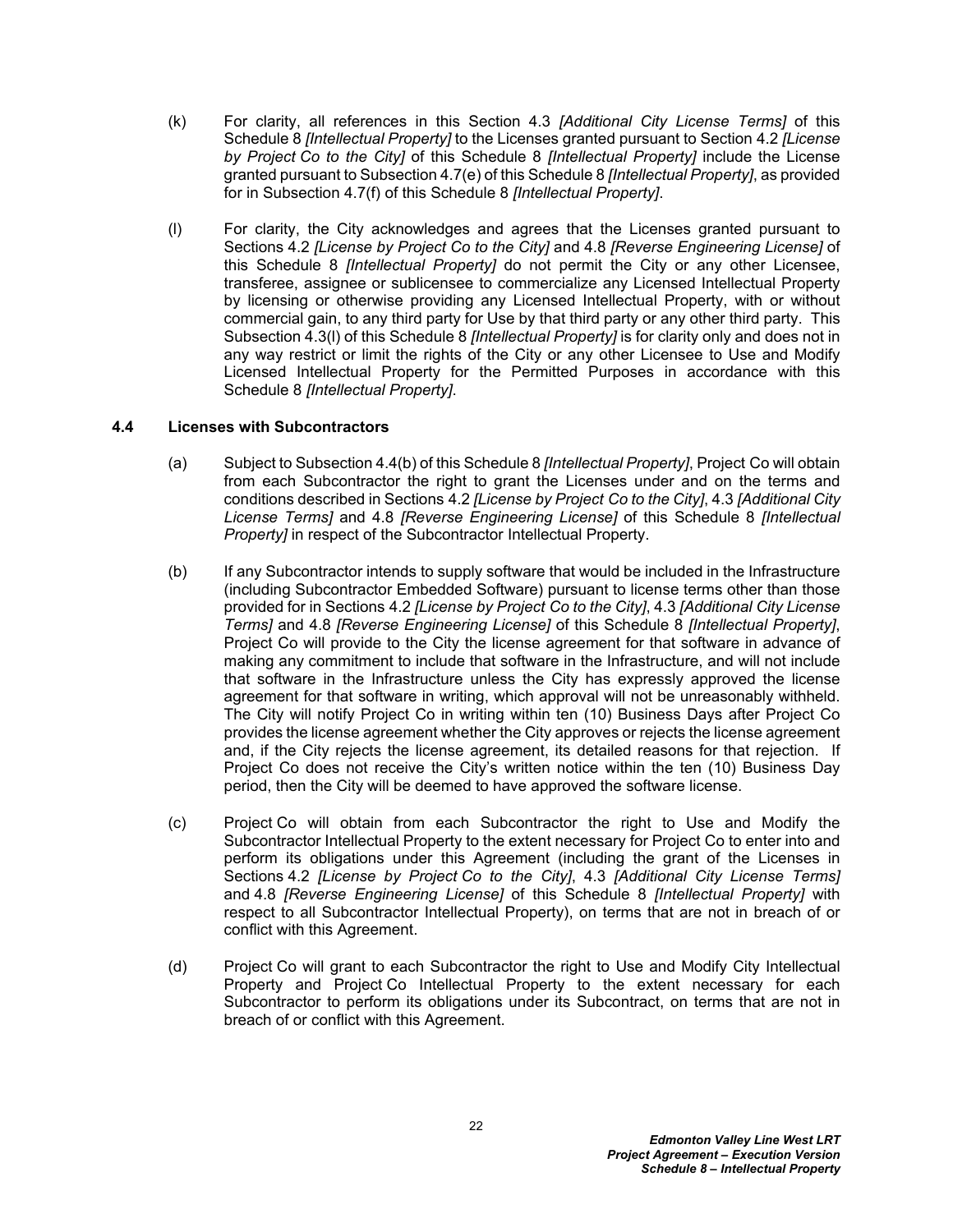(k) For clarity, all references in this Section 4.3 *[Additional City License Terms]* of this Schedule 8 *[Intellectual Property]* to the Licenses granted pursuant to Section 4.2 *[License by Project Co to the City]* of this Schedule 8 *[Intellectual Property]* include the License granted pursuant to Subsection 4.7(e) of this Schedule 8 *[Intellectual Property]*, as provided for in Subsection 4.7(f) of this Schedule 8 *[Intellectual Property]*.

(l) For clarity, the City acknowledges and agrees that the Licenses granted pursuant to Sections 4.2 *[License by Project Co to the City]* and 4.8 *[Reverse Engineering License]* of this Schedule 8 *[Intellectual Property]* do not permit the City or any other Licensee, transferee, assignee or sublicensee to commercialize any Licensed Intellectual Property by licensing or otherwise providing any Licensed Intellectual Property, with or without commercial gain, to any third party for Use by that third party or any other third party. This Subsection 4.3(l) of this Schedule 8 *[Intellectual Property]* is for clarity only and does not in any way restrict or limit the rights of the City or any other Licensee to Use and Modify Licensed Intellectual Property for the Permitted Purposes in accordance with this Schedule 8 *[Intellectual Property]*.

### 4.4 Licenses with Subcontractors

(a) Subject to Subsection 4.4(b) of this Schedule 8 *[Intellectual Property]*, Project Co will obtain from each Subcontractor the right to grant the Licenses under and on the terms and conditions described in Sections 4.2 *[License by Project Co to the City]*, 4.3 *[Additional City License Terms]* and 4.8 *[Reverse Engineering License]* of this Schedule 8 *[Intellectual Property]* in respect of the Subcontractor Intellectual Property.

(b) If any Subcontractor intends to supply software that would be included in the Infrastructure (including Subcontractor Embedded Software) pursuant to license terms other than those provided for in Sections 4.2 *[License by Project Co to the City]*, 4.3 *[Additional City License Terms]* and 4.8 *[Reverse Engineering License]* of this Schedule 8 *[Intellectual Property]*, Project Co will provide to the City the license agreement for that software in advance of making any commitment to include that software in the Infrastructure, and will not include that software in the Infrastructure unless the City has expressly approved the license agreement for that software in writing, which approval will not be unreasonably withheld. The City will notify Project Co in writing within ten (10) Business Days after Project Co provides the license agreement whether the City approves or rejects the license agreement and, if the City rejects the license agreement, its detailed reasons for that rejection. If Project Co does not receive the City's written notice within the ten (10) Business Day period, then the City will be deemed to have approved the software license.

(c) Project Co will obtain from each Subcontractor the right to Use and Modify the Subcontractor Intellectual Property to the extent necessary for Project Co to enter into and perform its obligations under this Agreement (including the grant of the Licenses in Sections 4.2 *[License by Project Co to the City]*, 4.3 *[Additional City License Terms]* and 4.8 *[Reverse Engineering License]* of this Schedule 8 *[Intellectual Property]* with respect to all Subcontractor Intellectual Property), on terms that are not in breach of or conflict with this Agreement.

(d) Project Co will grant to each Subcontractor the right to Use and Modify City Intellectual Property and Project Co Intellectual Property to the extent necessary for each Subcontractor to perform its obligations under its Subcontract, on terms that are not in breach of or conflict with this Agreement.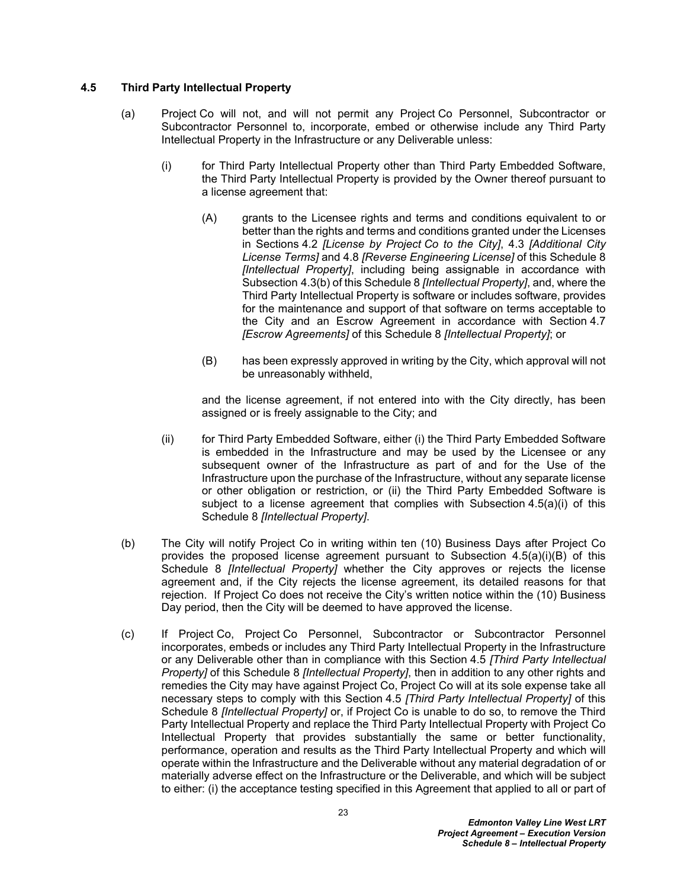### 4.5 Third Party Intellectual Property

(a) Project Co will not, and will not permit any Project Co Personnel, Subcontractor or Subcontractor Personnel to, incorporate, embed or otherwise include any Third Party Intellectual Property in the Infrastructure or any Deliverable unless:

(i) for Third Party Intellectual Property other than Third Party Embedded Software, the Third Party Intellectual Property is provided by the Owner thereof pursuant to a license agreement that:

(A) grants to the Licensee rights and terms and conditions equivalent to or better than the rights and terms and conditions granted under the Licenses in Sections 4.2 *[License by Project Co to the City]*, 4.3 *[Additional City License Terms]* and 4.8 *[Reverse Engineering License]* of this Schedule 8 *[Intellectual Property]*, including being assignable in accordance with Subsection 4.3(b) of this Schedule 8 *[Intellectual Property]*, and, where the Third Party Intellectual Property is software or includes software, provides for the maintenance and support of that software on terms acceptable to the City and an Escrow Agreement in accordance with Section 4.7 *[Escrow Agreements]* of this Schedule 8 *[Intellectual Property]*; or

(B) has been expressly approved in writing by the City, which approval will not be unreasonably withheld,

and the license agreement, if not entered into with the City directly, has been assigned or is freely assignable to the City; and

(ii) for Third Party Embedded Software, either (i) the Third Party Embedded Software is embedded in the Infrastructure and may be used by the Licensee or any subsequent owner of the Infrastructure as part of and for the Use of the Infrastructure upon the purchase of the Infrastructure, without any separate license or other obligation or restriction, or (ii) the Third Party Embedded Software is subject to a license agreement that complies with Subsection 4.5(a)(i) of this Schedule 8 *[Intellectual Property]*.

(b) The City will notify Project Co in writing within ten (10) Business Days after Project Co provides the proposed license agreement pursuant to Subsection 4.5(a)(i)(B) of this Schedule 8 *[Intellectual Property]* whether the City approves or rejects the license agreement and, if the City rejects the license agreement, its detailed reasons for that rejection. If Project Co does not receive the City's written notice within the (10) Business Day period, then the City will be deemed to have approved the license.

(c) If Project Co, Project Co Personnel, Subcontractor or Subcontractor Personnel incorporates, embeds or includes any Third Party Intellectual Property in the Infrastructure or any Deliverable other than in compliance with this Section 4.5 *[Third Party Intellectual Property]* of this Schedule 8 *[Intellectual Property]*, then in addition to any other rights and remedies the City may have against Project Co, Project Co will at its sole expense take all necessary steps to comply with this Section 4.5 *[Third Party Intellectual Property]* of this Schedule 8 *[Intellectual Property]* or, if Project Co is unable to do so, to remove the Third Party Intellectual Property and replace the Third Party Intellectual Property with Project Co Intellectual Property that provides substantially the same or better functionality, performance, operation and results as the Third Party Intellectual Property and which will operate within the Infrastructure and the Deliverable without any material degradation of or materially adverse effect on the Infrastructure or the Deliverable, and which will be subject to either: (i) the acceptance testing specified in this Agreement that applied to all or part of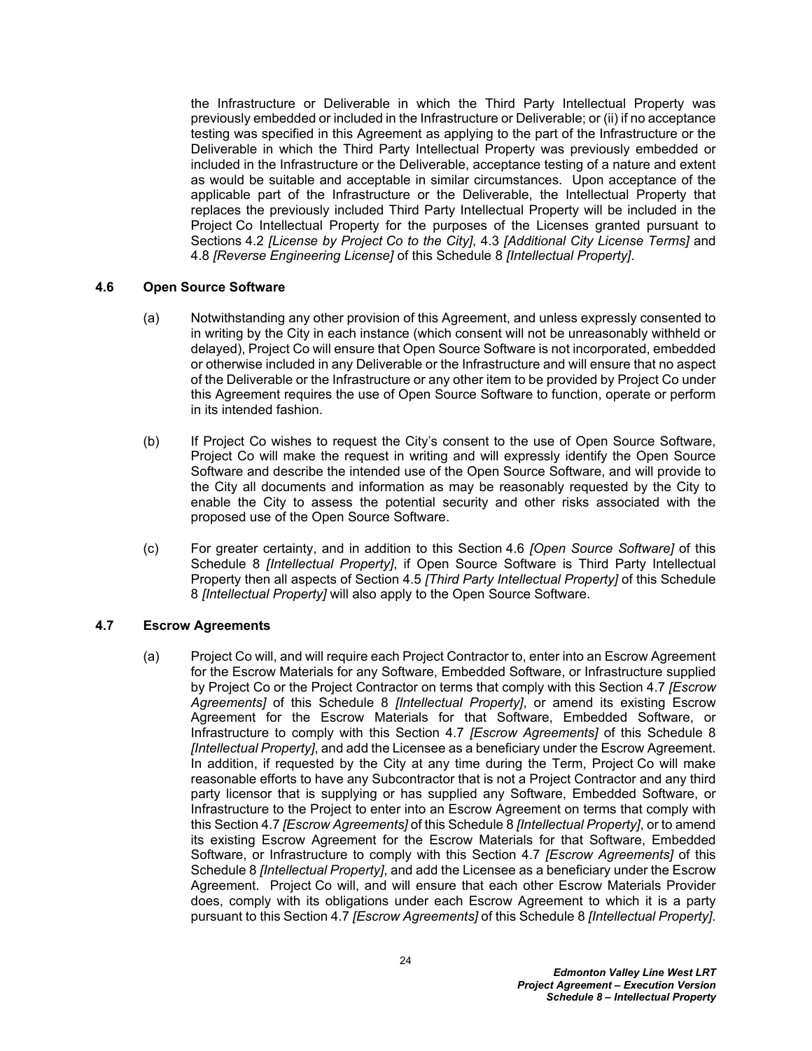the Infrastructure or Deliverable in which the Third Party Intellectual Property was previously embedded or included in the Infrastructure or Deliverable; or (ii) if no acceptance testing was specified in this Agreement as applying to the part of the Infrastructure or the Deliverable in which the Third Party Intellectual Property was previously embedded or included in the Infrastructure or the Deliverable, acceptance testing of a nature and extent as would be suitable and acceptable in similar circumstances. Upon acceptance of the applicable part of the Infrastructure or the Deliverable, the Intellectual Property that replaces the previously included Third Party Intellectual Property will be included in the Project Co Intellectual Property for the purposes of the Licenses granted pursuant to Sections 4.2 *[License by Project Co to the City]*, 4.3 *[Additional City License Terms]* and 4.8 *[Reverse Engineering License]* of this Schedule 8 *[Intellectual Property]*.

### 4.6 Open Source Software

(a) Notwithstanding any other provision of this Agreement, and unless expressly consented to in writing by the City in each instance (which consent will not be unreasonably withheld or delayed), Project Co will ensure that Open Source Software is not incorporated, embedded or otherwise included in any Deliverable or the Infrastructure and will ensure that no aspect of the Deliverable or the Infrastructure or any other item to be provided by Project Co under this Agreement requires the use of Open Source Software to function, operate or perform in its intended fashion.

(b) If Project Co wishes to request the City's consent to the use of Open Source Software, Project Co will make the request in writing and will expressly identify the Open Source Software and describe the intended use of the Open Source Software, and will provide to the City all documents and information as may be reasonably requested by the City to enable the City to assess the potential security and other risks associated with the proposed use of the Open Source Software.

(c) For greater certainty, and in addition to this Section 4.6 *[Open Source Software]* of this Schedule 8 *[Intellectual Property]*, if Open Source Software is Third Party Intellectual Property then all aspects of Section 4.5 *[Third Party Intellectual Property]* of this Schedule 8 *[Intellectual Property]* will also apply to the Open Source Software.

### 4.7 Escrow Agreements

(a) Project Co will, and will require each Project Contractor to, enter into an Escrow Agreement for the Escrow Materials for any Software, Embedded Software, or Infrastructure supplied by Project Co or the Project Contractor on terms that comply with this Section 4.7 *[Escrow Agreements]* of this Schedule 8 *[Intellectual Property]*, or amend its existing Escrow Agreement for the Escrow Materials for that Software, Embedded Software, or Infrastructure to comply with this Section 4.7 *[Escrow Agreements]* of this Schedule 8 *[Intellectual Property]*, and add the Licensee as a beneficiary under the Escrow Agreement. In addition, if requested by the City at any time during the Term, Project Co will make reasonable efforts to have any Subcontractor that is not a Project Contractor and any third party licensor that is supplying or has supplied any Software, Embedded Software, or Infrastructure to the Project to enter into an Escrow Agreement on terms that comply with this Section 4.7 *[Escrow Agreements]* of this Schedule 8 *[Intellectual Property]*, or to amend its existing Escrow Agreement for the Escrow Materials for that Software, Embedded Software, or Infrastructure to comply with this Section 4.7 *[Escrow Agreements]* of this Schedule 8 *[Intellectual Property]*, and add the Licensee as a beneficiary under the Escrow Agreement. Project Co will, and will ensure that each other Escrow Materials Provider does, comply with its obligations under each Escrow Agreement to which it is a party pursuant to this Section 4.7 *[Escrow Agreements]* of this Schedule 8 *[Intellectual Property]*.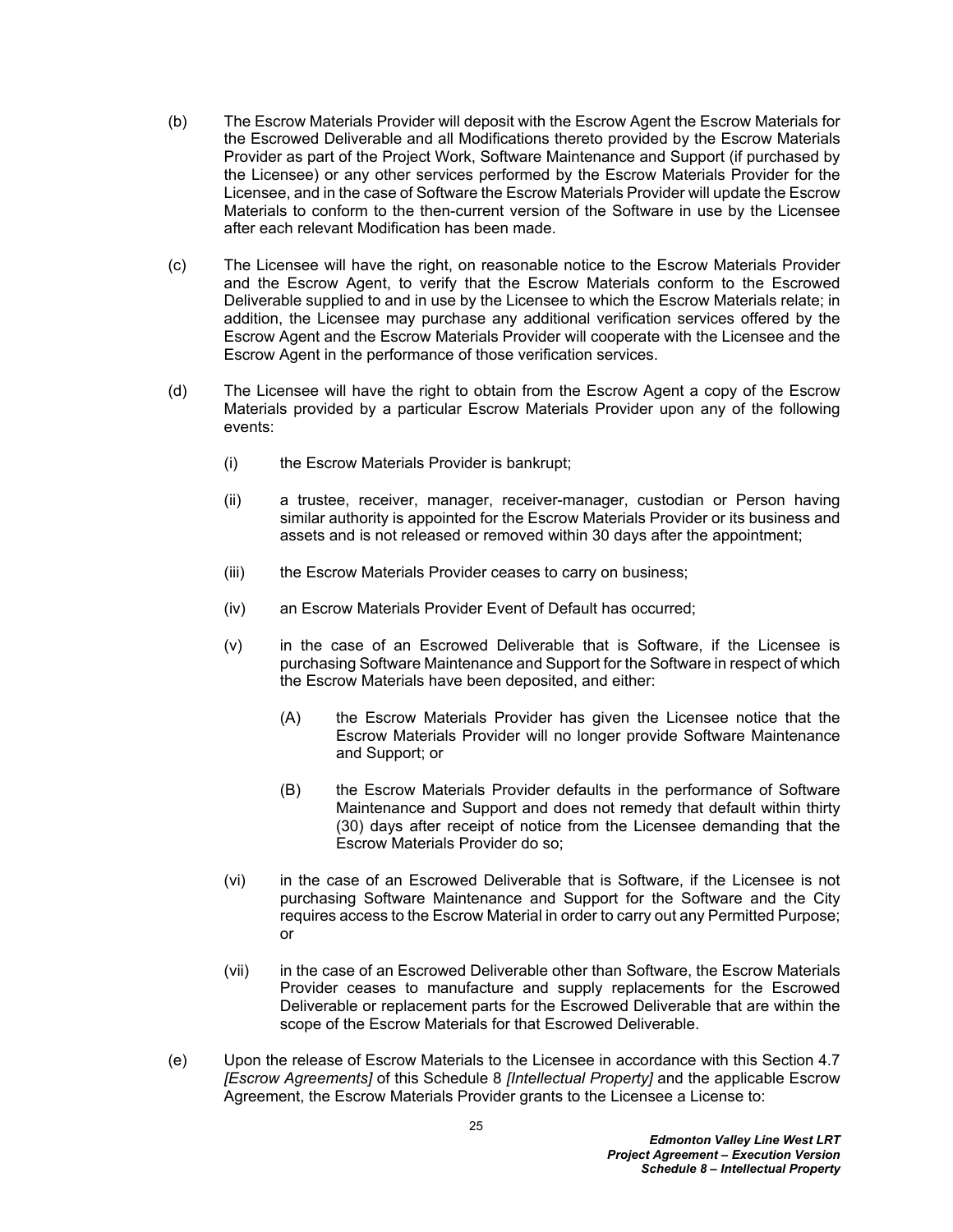(b) The Escrow Materials Provider will deposit with the Escrow Agent the Escrow Materials for the Escrowed Deliverable and all Modifications thereto provided by the Escrow Materials Provider as part of the Project Work, Software Maintenance and Support (if purchased by the Licensee) or any other services performed by the Escrow Materials Provider for the Licensee, and in the case of Software the Escrow Materials Provider will update the Escrow Materials to conform to the then-current version of the Software in use by the Licensee after each relevant Modification has been made.

(c) The Licensee will have the right, on reasonable notice to the Escrow Materials Provider and the Escrow Agent, to verify that the Escrow Materials conform to the Escrowed Deliverable supplied to and in use by the Licensee to which the Escrow Materials relate; in addition, the Licensee may purchase any additional verification services offered by the Escrow Agent and the Escrow Materials Provider will cooperate with the Licensee and the Escrow Agent in the performance of those verification services.

(d) The Licensee will have the right to obtain from the Escrow Agent a copy of the Escrow Materials provided by a particular Escrow Materials Provider upon any of the following events:

  (i) the Escrow Materials Provider is bankrupt;

  (ii) a trustee, receiver, manager, receiver-manager, custodian or Person having similar authority is appointed for the Escrow Materials Provider or its business and assets and is not released or removed within 30 days after the appointment;

  (iii) the Escrow Materials Provider ceases to carry on business;

  (iv) an Escrow Materials Provider Event of Default has occurred;

  (v) in the case of an Escrowed Deliverable that is Software, if the Licensee is purchasing Software Maintenance and Support for the Software in respect of which the Escrow Materials have been deposited, and either:

    (A) the Escrow Materials Provider has given the Licensee notice that the Escrow Materials Provider will no longer provide Software Maintenance and Support; or

    (B) the Escrow Materials Provider defaults in the performance of Software Maintenance and Support and does not remedy that default within thirty (30) days after receipt of notice from the Licensee demanding that the Escrow Materials Provider do so;

  (vi) in the case of an Escrowed Deliverable that is Software, if the Licensee is not purchasing Software Maintenance and Support for the Software and the City requires access to the Escrow Material in order to carry out any Permitted Purpose; or

  (vii) in the case of an Escrowed Deliverable other than Software, the Escrow Materials Provider ceases to manufacture and supply replacements for the Escrowed Deliverable or replacement parts for the Escrowed Deliverable that are within the scope of the Escrow Materials for that Escrowed Deliverable.

(e) Upon the release of Escrow Materials to the Licensee in accordance with this Section 4.7 *[Escrow Agreements]* of this Schedule 8 *[Intellectual Property]* and the applicable Escrow Agreement, the Escrow Materials Provider grants to the Licensee a License to: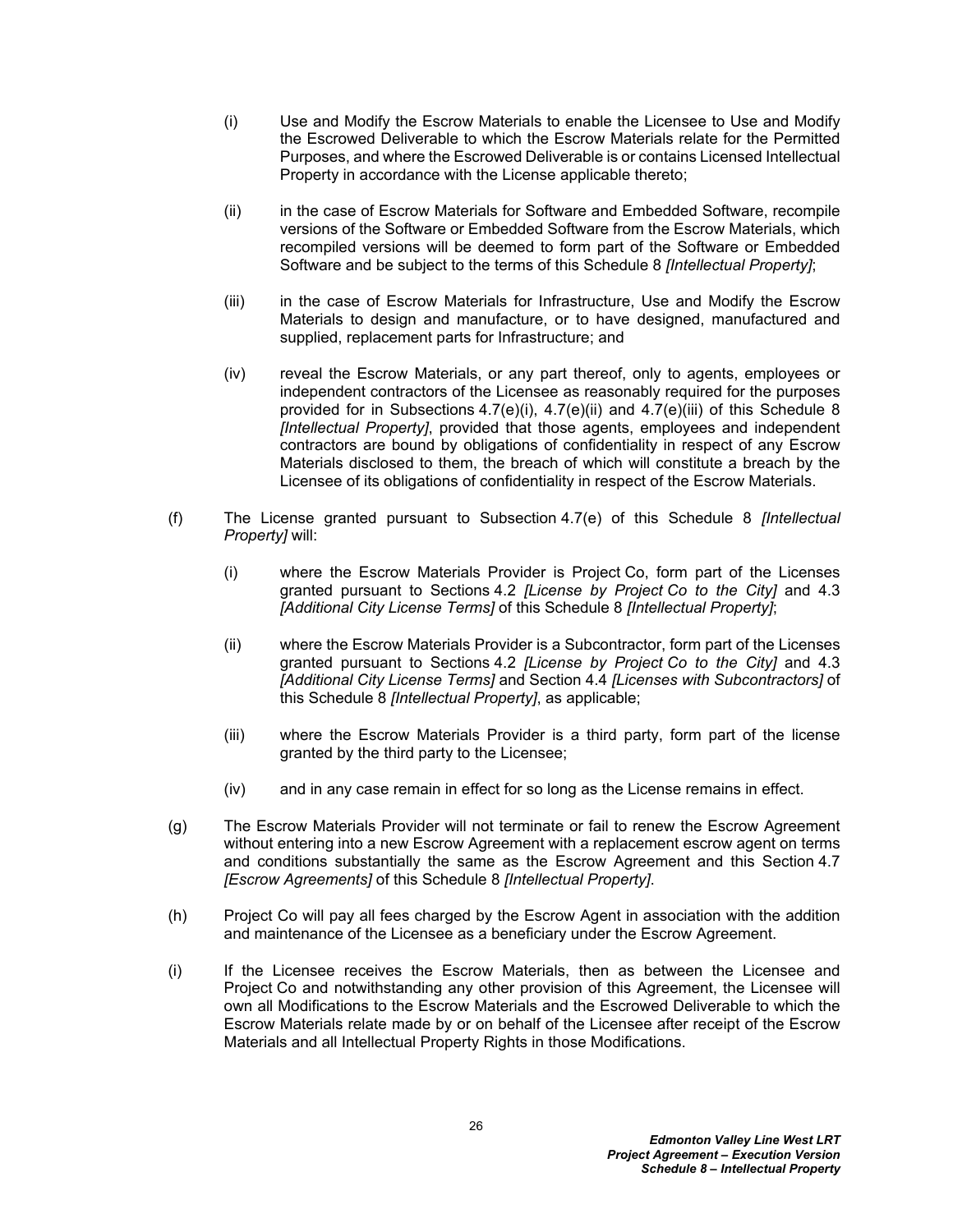(i) Use and Modify the Escrow Materials to enable the Licensee to Use and Modify the Escrowed Deliverable to which the Escrow Materials relate for the Permitted Purposes, and where the Escrowed Deliverable is or contains Licensed Intellectual Property in accordance with the License applicable thereto;

(ii) in the case of Escrow Materials for Software and Embedded Software, recompile versions of the Software or Embedded Software from the Escrow Materials, which recompiled versions will be deemed to form part of the Software or Embedded Software and be subject to the terms of this Schedule 8 *[Intellectual Property]*;

(iii) in the case of Escrow Materials for Infrastructure, Use and Modify the Escrow Materials to design and manufacture, or to have designed, manufactured and supplied, replacement parts for Infrastructure; and

(iv) reveal the Escrow Materials, or any part thereof, only to agents, employees or independent contractors of the Licensee as reasonably required for the purposes provided for in Subsections 4.7(e)(i), 4.7(e)(ii) and 4.7(e)(iii) of this Schedule 8 *[Intellectual Property]*, provided that those agents, employees and independent contractors are bound by obligations of confidentiality in respect of any Escrow Materials disclosed to them, the breach of which will constitute a breach by the Licensee of its obligations of confidentiality in respect of the Escrow Materials.

(f) The License granted pursuant to Subsection 4.7(e) of this Schedule 8 *[Intellectual Property]* will:

(i) where the Escrow Materials Provider is Project Co, form part of the Licenses granted pursuant to Sections 4.2 *[License by Project Co to the City]* and 4.3 *[Additional City License Terms]* of this Schedule 8 *[Intellectual Property]*;

(ii) where the Escrow Materials Provider is a Subcontractor, form part of the Licenses granted pursuant to Sections 4.2 *[License by Project Co to the City]* and 4.3 *[Additional City License Terms]* and Section 4.4 *[Licenses with Subcontractors]* of this Schedule 8 *[Intellectual Property]*, as applicable;

(iii) where the Escrow Materials Provider is a third party, form part of the license granted by the third party to the Licensee;

(iv) and in any case remain in effect for so long as the License remains in effect.

(g) The Escrow Materials Provider will not terminate or fail to renew the Escrow Agreement without entering into a new Escrow Agreement with a replacement escrow agent on terms and conditions substantially the same as the Escrow Agreement and this Section 4.7 *[Escrow Agreements]* of this Schedule 8 *[Intellectual Property]*.

(h) Project Co will pay all fees charged by the Escrow Agent in association with the addition and maintenance of the Licensee as a beneficiary under the Escrow Agreement.

(i) If the Licensee receives the Escrow Materials, then as between the Licensee and Project Co and notwithstanding any other provision of this Agreement, the Licensee will own all Modifications to the Escrow Materials and the Escrowed Deliverable to which the Escrow Materials relate made by or on behalf of the Licensee after receipt of the Escrow Materials and all Intellectual Property Rights in those Modifications.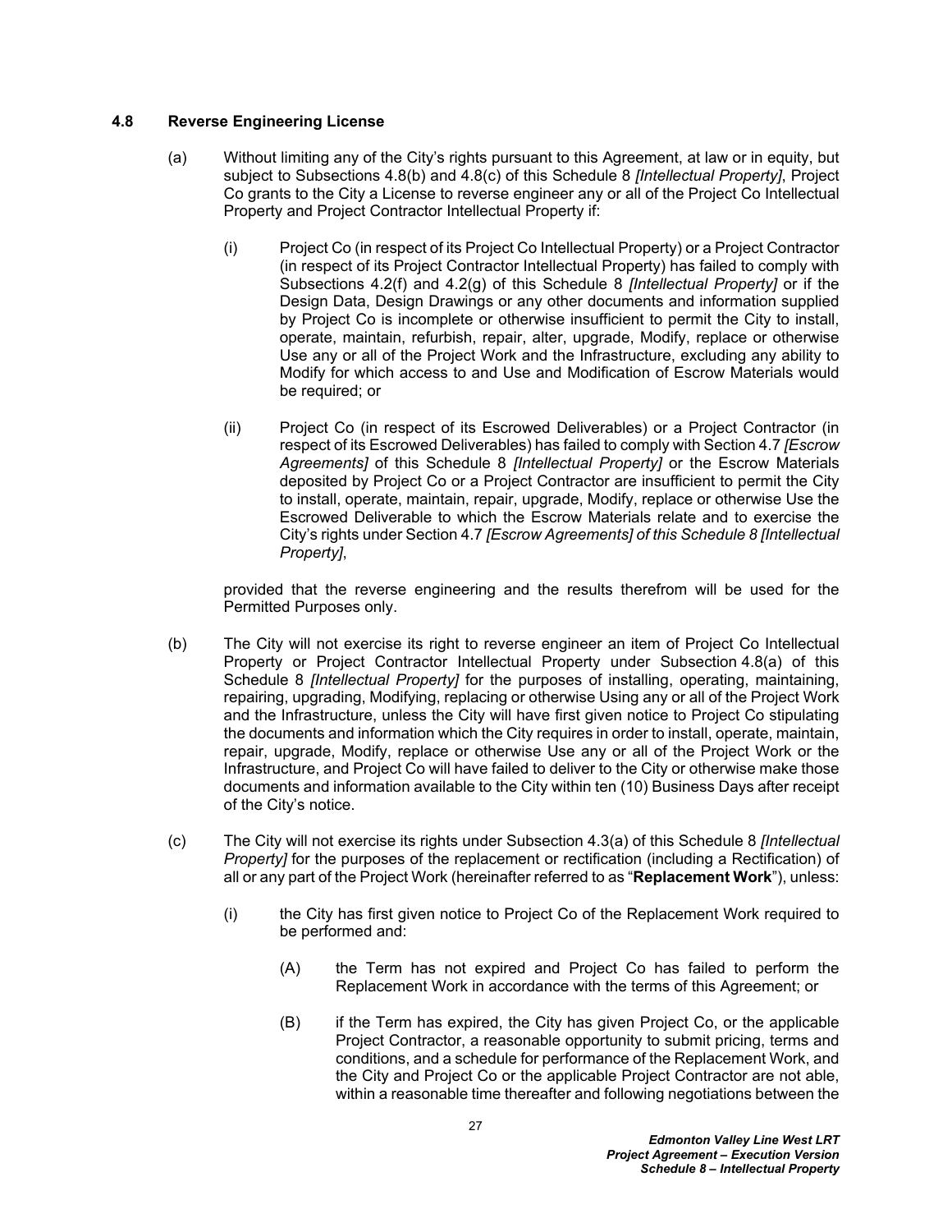### 4.8 Reverse Engineering License

(a) Without limiting any of the City's rights pursuant to this Agreement, at law or in equity, but subject to Subsections 4.8(b) and 4.8(c) of this Schedule 8 *[Intellectual Property]*, Project Co grants to the City a License to reverse engineer any or all of the Project Co Intellectual Property and Project Contractor Intellectual Property if:

(i) Project Co (in respect of its Project Co Intellectual Property) or a Project Contractor (in respect of its Project Contractor Intellectual Property) has failed to comply with Subsections 4.2(f) and 4.2(g) of this Schedule 8 *[Intellectual Property]* or if the Design Data, Design Drawings or any other documents and information supplied by Project Co is incomplete or otherwise insufficient to permit the City to install, operate, maintain, refurbish, repair, alter, upgrade, Modify, replace or otherwise Use any or all of the Project Work and the Infrastructure, excluding any ability to Modify for which access to and Use and Modification of Escrow Materials would be required; or

(ii) Project Co (in respect of its Escrowed Deliverables) or a Project Contractor (in respect of its Escrowed Deliverables) has failed to comply with Section 4.7 *[Escrow Agreements]* of this Schedule 8 *[Intellectual Property]* or the Escrow Materials deposited by Project Co or a Project Contractor are insufficient to permit the City to install, operate, maintain, repair, upgrade, Modify, replace or otherwise Use the Escrowed Deliverable to which the Escrow Materials relate and to exercise the City's rights under Section 4.7 *[Escrow Agreements] of this Schedule 8 [Intellectual Property]*,

provided that the reverse engineering and the results therefrom will be used for the Permitted Purposes only.

(b) The City will not exercise its right to reverse engineer an item of Project Co Intellectual Property or Project Contractor Intellectual Property under Subsection 4.8(a) of this Schedule 8 *[Intellectual Property]* for the purposes of installing, operating, maintaining, repairing, upgrading, Modifying, replacing or otherwise Using any or all of the Project Work and the Infrastructure, unless the City will have first given notice to Project Co stipulating the documents and information which the City requires in order to install, operate, maintain, repair, upgrade, Modify, replace or otherwise Use any or all of the Project Work or the Infrastructure, and Project Co will have failed to deliver to the City or otherwise make those documents and information available to the City within ten (10) Business Days after receipt of the City's notice.

(c) The City will not exercise its rights under Subsection 4.3(a) of this Schedule 8 *[Intellectual Property]* for the purposes of the replacement or rectification (including a Rectification) of all or any part of the Project Work (hereinafter referred to as "**Replacement Work**"), unless:

(i) the City has first given notice to Project Co of the Replacement Work required to be performed and:

(A) the Term has not expired and Project Co has failed to perform the Replacement Work in accordance with the terms of this Agreement; or

(B) if the Term has expired, the City has given Project Co, or the applicable Project Contractor, a reasonable opportunity to submit pricing, terms and conditions, and a schedule for performance of the Replacement Work, and the City and Project Co or the applicable Project Contractor are not able, within a reasonable time thereafter and following negotiations between the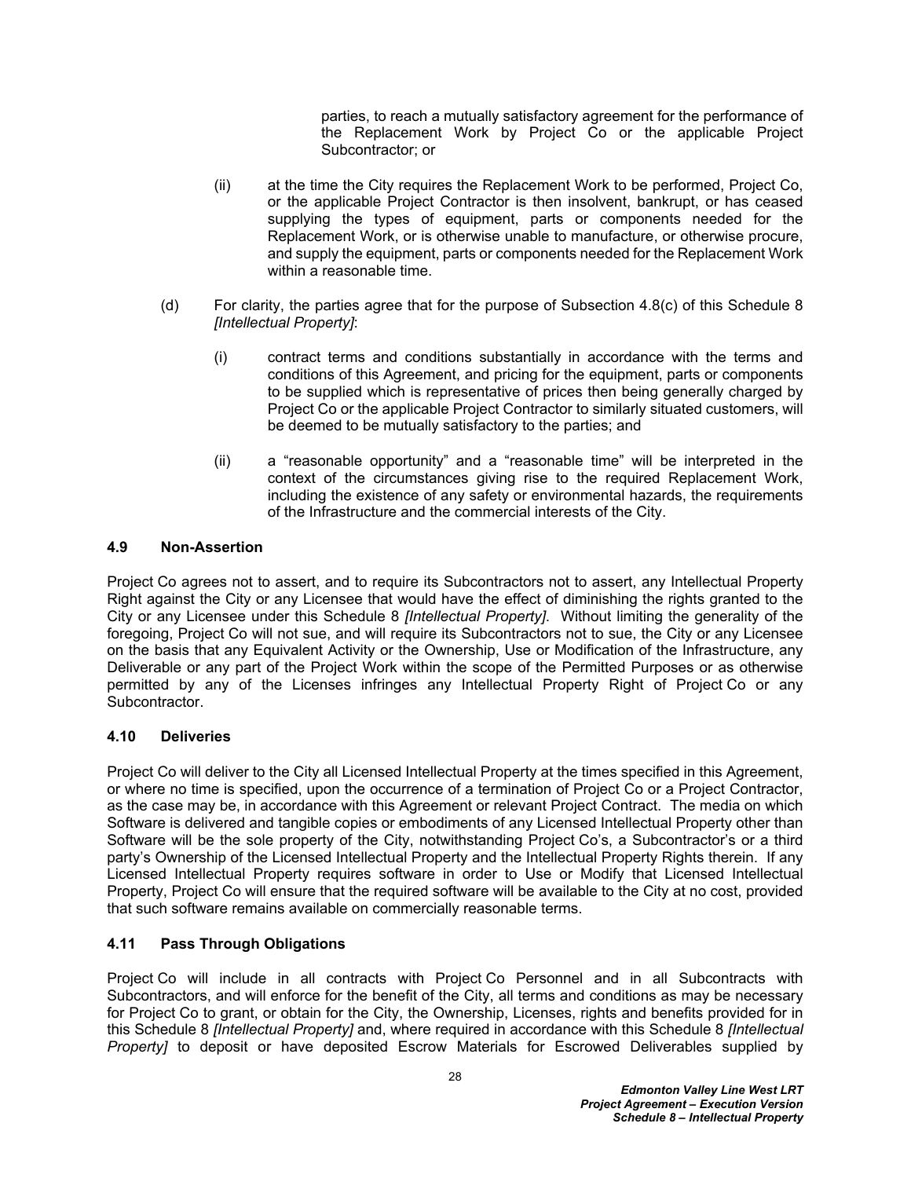parties, to reach a mutually satisfactory agreement for the performance of the Replacement Work by Project Co or the applicable Project Subcontractor; or

(ii) at the time the City requires the Replacement Work to be performed, Project Co, or the applicable Project Contractor is then insolvent, bankrupt, or has ceased supplying the types of equipment, parts or components needed for the Replacement Work, or is otherwise unable to manufacture, or otherwise procure, and supply the equipment, parts or components needed for the Replacement Work within a reasonable time.

(d) For clarity, the parties agree that for the purpose of Subsection 4.8(c) of this Schedule 8 *[Intellectual Property]*:

(i) contract terms and conditions substantially in accordance with the terms and conditions of this Agreement, and pricing for the equipment, parts or components to be supplied which is representative of prices then being generally charged by Project Co or the applicable Project Contractor to similarly situated customers, will be deemed to be mutually satisfactory to the parties; and

(ii) a "reasonable opportunity" and a "reasonable time" will be interpreted in the context of the circumstances giving rise to the required Replacement Work, including the existence of any safety or environmental hazards, the requirements of the Infrastructure and the commercial interests of the City.

### 4.9 Non-Assertion

Project Co agrees not to assert, and to require its Subcontractors not to assert, any Intellectual Property Right against the City or any Licensee that would have the effect of diminishing the rights granted to the City or any Licensee under this Schedule 8 *[Intellectual Property]*. Without limiting the generality of the foregoing, Project Co will not sue, and will require its Subcontractors not to sue, the City or any Licensee on the basis that any Equivalent Activity or the Ownership, Use or Modification of the Infrastructure, any Deliverable or any part of the Project Work within the scope of the Permitted Purposes or as otherwise permitted by any of the Licenses infringes any Intellectual Property Right of Project Co or any Subcontractor.

### 4.10 Deliveries

Project Co will deliver to the City all Licensed Intellectual Property at the times specified in this Agreement, or where no time is specified, upon the occurrence of a termination of Project Co or a Project Contractor, as the case may be, in accordance with this Agreement or relevant Project Contract. The media on which Software is delivered and tangible copies or embodiments of any Licensed Intellectual Property other than Software will be the sole property of the City, notwithstanding Project Co's, a Subcontractor's or a third party's Ownership of the Licensed Intellectual Property and the Intellectual Property Rights therein. If any Licensed Intellectual Property requires software in order to Use or Modify that Licensed Intellectual Property, Project Co will ensure that the required software will be available to the City at no cost, provided that such software remains available on commercially reasonable terms.

### 4.11 Pass Through Obligations

Project Co will include in all contracts with Project Co Personnel and in all Subcontracts with Subcontractors, and will enforce for the benefit of the City, all terms and conditions as may be necessary for Project Co to grant, or obtain for the City, the Ownership, Licenses, rights and benefits provided for in this Schedule 8 *[Intellectual Property]* and, where required in accordance with this Schedule 8 *[Intellectual Property]* to deposit or have deposited Escrow Materials for Escrowed Deliverables supplied by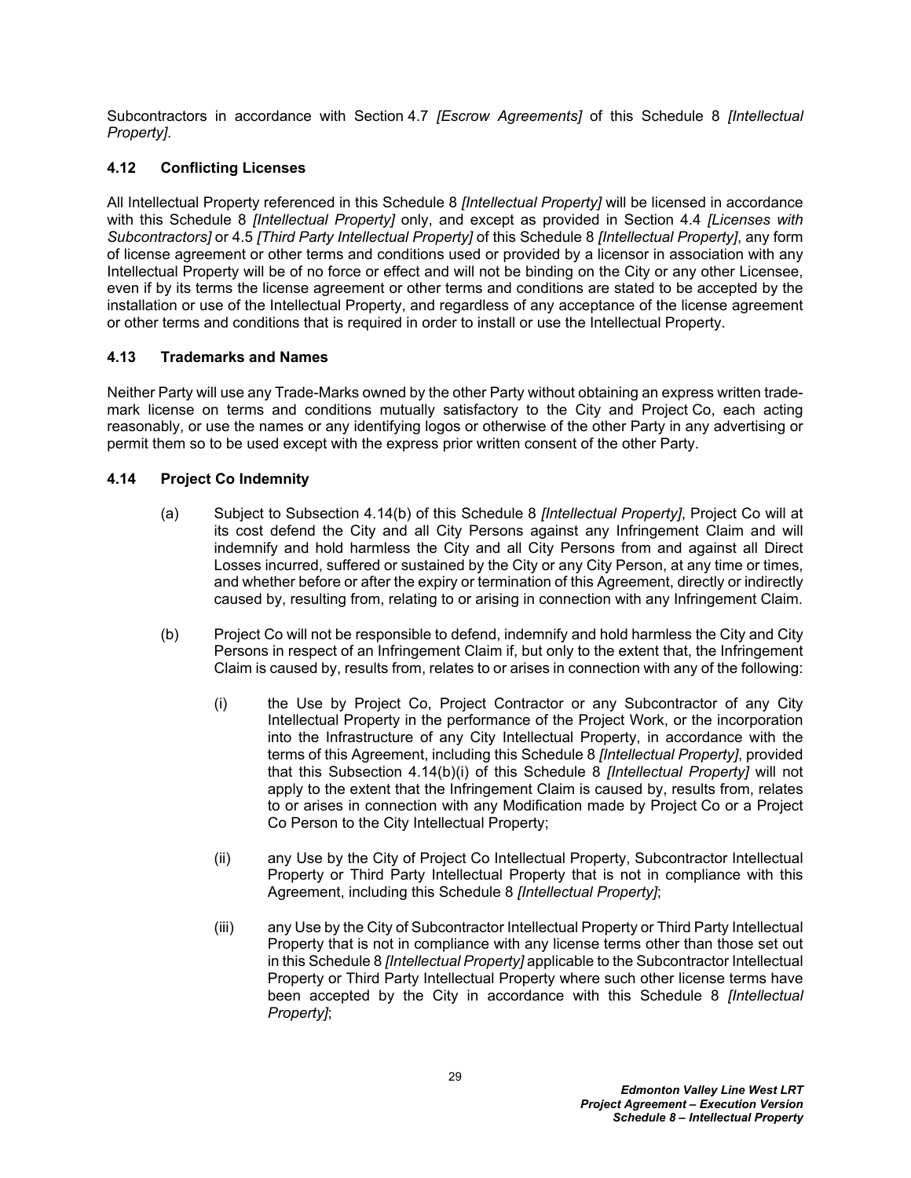Subcontractors in accordance with Section 4.7 *[Escrow Agreements]* of this Schedule 8 *[Intellectual Property]*.

### 4.12 Conflicting Licenses

All Intellectual Property referenced in this Schedule 8 *[Intellectual Property]* will be licensed in accordance with this Schedule 8 *[Intellectual Property]* only, and except as provided in Section 4.4 *[Licenses with Subcontractors]* or 4.5 *[Third Party Intellectual Property]* of this Schedule 8 *[Intellectual Property]*, any form of license agreement or other terms and conditions used or provided by a licensor in association with any Intellectual Property will be of no force or effect and will not be binding on the City or any other Licensee, even if by its terms the license agreement or other terms and conditions are stated to be accepted by the installation or use of the Intellectual Property, and regardless of any acceptance of the license agreement or other terms and conditions that is required in order to install or use the Intellectual Property.

### 4.13 Trademarks and Names

Neither Party will use any Trade-Marks owned by the other Party without obtaining an express written trade-mark license on terms and conditions mutually satisfactory to the City and Project Co, each acting reasonably, or use the names or any identifying logos or otherwise of the other Party in any advertising or permit them so to be used except with the express prior written consent of the other Party.

### 4.14 Project Co Indemnity

(a) Subject to Subsection 4.14(b) of this Schedule 8 *[Intellectual Property]*, Project Co will at its cost defend the City and all City Persons against any Infringement Claim and will indemnify and hold harmless the City and all City Persons from and against all Direct Losses incurred, suffered or sustained by the City or any City Person, at any time or times, and whether before or after the expiry or termination of this Agreement, directly or indirectly caused by, resulting from, relating to or arising in connection with any Infringement Claim.

(b) Project Co will not be responsible to defend, indemnify and hold harmless the City and City Persons in respect of an Infringement Claim if, but only to the extent that, the Infringement Claim is caused by, results from, relates to or arises in connection with any of the following:

(i) the Use by Project Co, Project Contractor or any Subcontractor of any City Intellectual Property in the performance of the Project Work, or the incorporation into the Infrastructure of any City Intellectual Property, in accordance with the terms of this Agreement, including this Schedule 8 *[Intellectual Property]*, provided that this Subsection 4.14(b)(i) of this Schedule 8 *[Intellectual Property]* will not apply to the extent that the Infringement Claim is caused by, results from, relates to or arises in connection with any Modification made by Project Co or a Project Co Person to the City Intellectual Property;

(ii) any Use by the City of Project Co Intellectual Property, Subcontractor Intellectual Property or Third Party Intellectual Property that is not in compliance with this Agreement, including this Schedule 8 *[Intellectual Property]*;

(iii) any Use by the City of Subcontractor Intellectual Property or Third Party Intellectual Property that is not in compliance with any license terms other than those set out in this Schedule 8 *[Intellectual Property]* applicable to the Subcontractor Intellectual Property or Third Party Intellectual Property where such other license terms have been accepted by the City in accordance with this Schedule 8 *[Intellectual Property]*;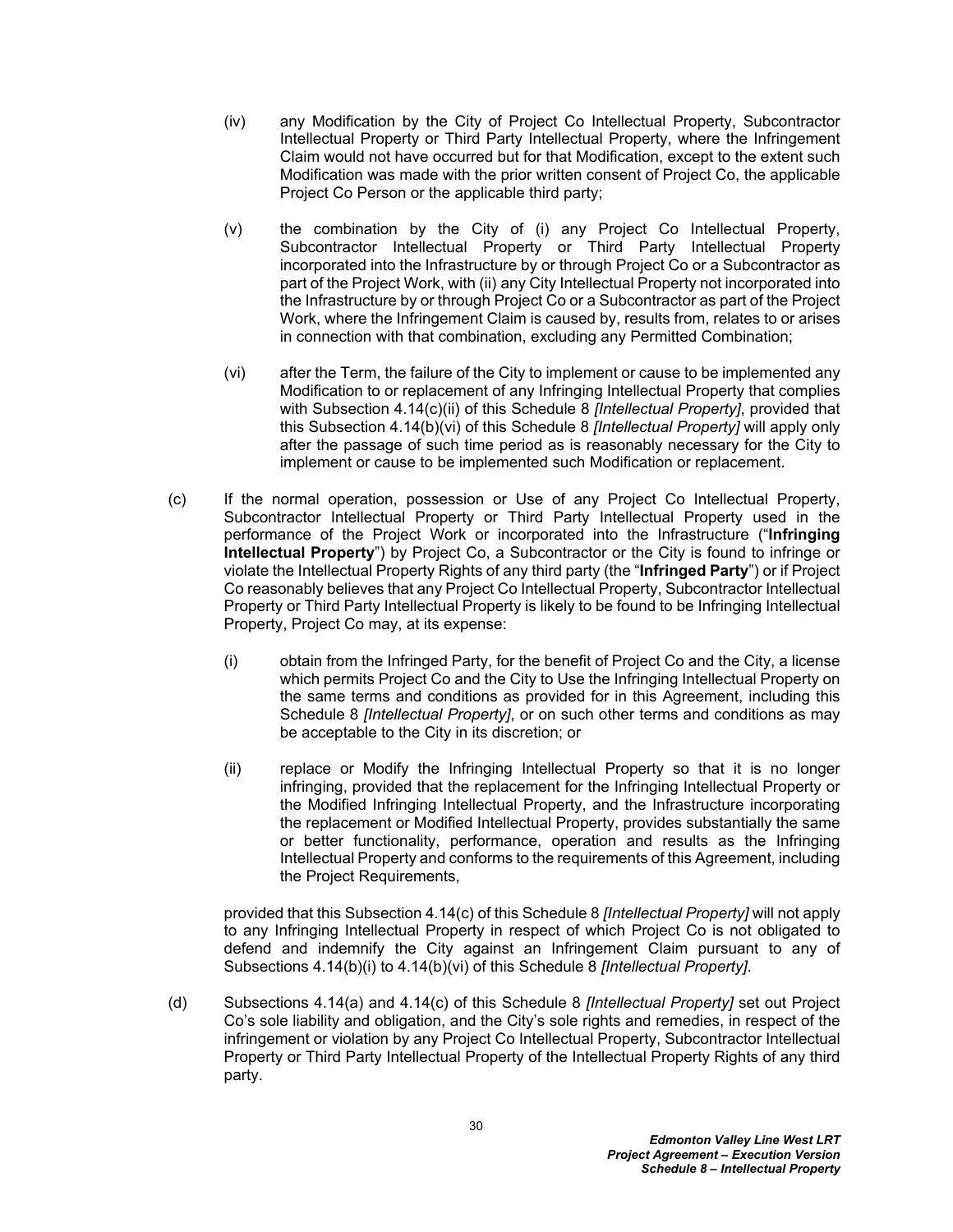(iv) any Modification by the City of Project Co Intellectual Property, Subcontractor Intellectual Property or Third Party Intellectual Property, where the Infringement Claim would not have occurred but for that Modification, except to the extent such Modification was made with the prior written consent of Project Co, the applicable Project Co Person or the applicable third party;

(v) the combination by the City of (i) any Project Co Intellectual Property, Subcontractor Intellectual Property or Third Party Intellectual Property incorporated into the Infrastructure by or through Project Co or a Subcontractor as part of the Project Work, with (ii) any City Intellectual Property not incorporated into the Infrastructure by or through Project Co or a Subcontractor as part of the Project Work, where the Infringement Claim is caused by, results from, relates to or arises in connection with that combination, excluding any Permitted Combination;

(vi) after the Term, the failure of the City to implement or cause to be implemented any Modification to or replacement of any Infringing Intellectual Property that complies with Subsection 4.14(c)(ii) of this Schedule 8 *[Intellectual Property]*, provided that this Subsection 4.14(b)(vi) of this Schedule 8 *[Intellectual Property]* will apply only after the passage of such time period as is reasonably necessary for the City to implement or cause to be implemented such Modification or replacement.

(c) If the normal operation, possession or Use of any Project Co Intellectual Property, Subcontractor Intellectual Property or Third Party Intellectual Property used in the performance of the Project Work or incorporated into the Infrastructure ("**Infringing Intellectual Property**") by Project Co, a Subcontractor or the City is found to infringe or violate the Intellectual Property Rights of any third party (the "**Infringed Party**") or if Project Co reasonably believes that any Project Co Intellectual Property, Subcontractor Intellectual Property or Third Party Intellectual Property is likely to be found to be Infringing Intellectual Property, Project Co may, at its expense:

(i) obtain from the Infringed Party, for the benefit of Project Co and the City, a license which permits Project Co and the City to Use the Infringing Intellectual Property on the same terms and conditions as provided for in this Agreement, including this Schedule 8 *[Intellectual Property]*, or on such other terms and conditions as may be acceptable to the City in its discretion; or

(ii) replace or Modify the Infringing Intellectual Property so that it is no longer infringing, provided that the replacement for the Infringing Intellectual Property or the Modified Infringing Intellectual Property, and the Infrastructure incorporating the replacement or Modified Intellectual Property, provides substantially the same or better functionality, performance, operation and results as the Infringing Intellectual Property and conforms to the requirements of this Agreement, including the Project Requirements,

provided that this Subsection 4.14(c) of this Schedule 8 *[Intellectual Property]* will not apply to any Infringing Intellectual Property in respect of which Project Co is not obligated to defend and indemnify the City against an Infringement Claim pursuant to any of Subsections 4.14(b)(i) to 4.14(b)(vi) of this Schedule 8 *[Intellectual Property]*.

(d) Subsections 4.14(a) and 4.14(c) of this Schedule 8 *[Intellectual Property]* set out Project Co's sole liability and obligation, and the City's sole rights and remedies, in respect of the infringement or violation by any Project Co Intellectual Property, Subcontractor Intellectual Property or Third Party Intellectual Property of the Intellectual Property Rights of any third party.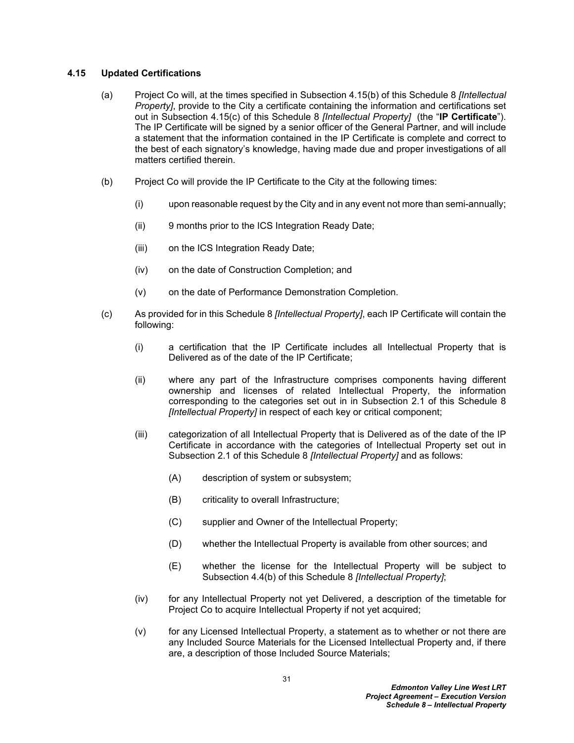### 4.15 Updated Certifications

(a) Project Co will, at the times specified in Subsection 4.15(b) of this Schedule 8 *[Intellectual Property]*, provide to the City a certificate containing the information and certifications set out in Subsection 4.15(c) of this Schedule 8 *[Intellectual Property]* (the "**IP Certificate**"). The IP Certificate will be signed by a senior officer of the General Partner, and will include a statement that the information contained in the IP Certificate is complete and correct to the best of each signatory's knowledge, having made due and proper investigations of all matters certified therein.

(b) Project Co will provide the IP Certificate to the City at the following times:

(i) upon reasonable request by the City and in any event not more than semi-annually;

(ii) 9 months prior to the ICS Integration Ready Date;

(iii) on the ICS Integration Ready Date;

(iv) on the date of Construction Completion; and

(v) on the date of Performance Demonstration Completion.

(c) As provided for in this Schedule 8 *[Intellectual Property]*, each IP Certificate will contain the following:

(i) a certification that the IP Certificate includes all Intellectual Property that is Delivered as of the date of the IP Certificate;

(ii) where any part of the Infrastructure comprises components having different ownership and licenses of related Intellectual Property, the information corresponding to the categories set out in in Subsection 2.1 of this Schedule 8 *[Intellectual Property]* in respect of each key or critical component;

(iii) categorization of all Intellectual Property that is Delivered as of the date of the IP Certificate in accordance with the categories of Intellectual Property set out in Subsection 2.1 of this Schedule 8 *[Intellectual Property]* and as follows:

(A) description of system or subsystem;

(B) criticality to overall Infrastructure;

(C) supplier and Owner of the Intellectual Property;

(D) whether the Intellectual Property is available from other sources; and

(E) whether the license for the Intellectual Property will be subject to Subsection 4.4(b) of this Schedule 8 *[Intellectual Property]*;

(iv) for any Intellectual Property not yet Delivered, a description of the timetable for Project Co to acquire Intellectual Property if not yet acquired;

(v) for any Licensed Intellectual Property, a statement as to whether or not there are any Included Source Materials for the Licensed Intellectual Property and, if there are, a description of those Included Source Materials;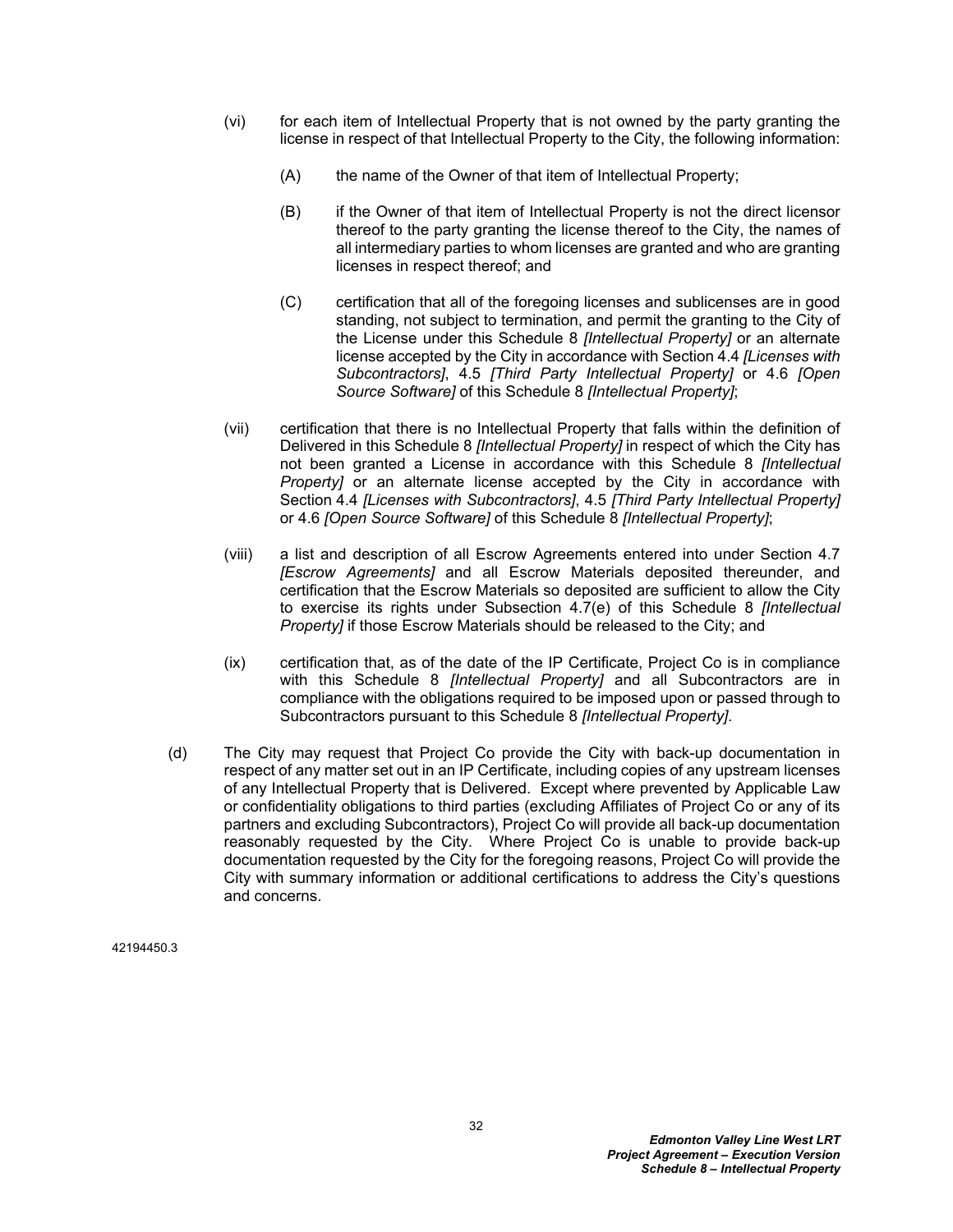(vi) for each item of Intellectual Property that is not owned by the party granting the license in respect of that Intellectual Property to the City, the following information:

(A) the name of the Owner of that item of Intellectual Property;

(B) if the Owner of that item of Intellectual Property is not the direct licensor thereof to the party granting the license thereof to the City, the names of all intermediary parties to whom licenses are granted and who are granting licenses in respect thereof; and

(C) certification that all of the foregoing licenses and sublicenses are in good standing, not subject to termination, and permit the granting to the City of the License under this Schedule 8 *[Intellectual Property]* or an alternate license accepted by the City in accordance with Section 4.4 *[Licenses with Subcontractors]*, 4.5 *[Third Party Intellectual Property]* or 4.6 *[Open Source Software]* of this Schedule 8 *[Intellectual Property]*;

(vii) certification that there is no Intellectual Property that falls within the definition of Delivered in this Schedule 8 *[Intellectual Property]* in respect of which the City has not been granted a License in accordance with this Schedule 8 *[Intellectual Property]* or an alternate license accepted by the City in accordance with Section 4.4 *[Licenses with Subcontractors]*, 4.5 *[Third Party Intellectual Property]* or 4.6 *[Open Source Software]* of this Schedule 8 *[Intellectual Property]*;

(viii) a list and description of all Escrow Agreements entered into under Section 4.7 *[Escrow Agreements]* and all Escrow Materials deposited thereunder, and certification that the Escrow Materials so deposited are sufficient to allow the City to exercise its rights under Subsection 4.7(e) of this Schedule 8 *[Intellectual Property]* if those Escrow Materials should be released to the City; and

(ix) certification that, as of the date of the IP Certificate, Project Co is in compliance with this Schedule 8 *[Intellectual Property]* and all Subcontractors are in compliance with the obligations required to be imposed upon or passed through to Subcontractors pursuant to this Schedule 8 *[Intellectual Property]*.

(d) The City may request that Project Co provide the City with back-up documentation in respect of any matter set out in an IP Certificate, including copies of any upstream licenses of any Intellectual Property that is Delivered. Except where prevented by Applicable Law or confidentiality obligations to third parties (excluding Affiliates of Project Co or any of its partners and excluding Subcontractors), Project Co will provide all back-up documentation reasonably requested by the City. Where Project Co is unable to provide back-up documentation requested by the City for the foregoing reasons, Project Co will provide the City with summary information or additional certifications to address the City's questions and concerns.